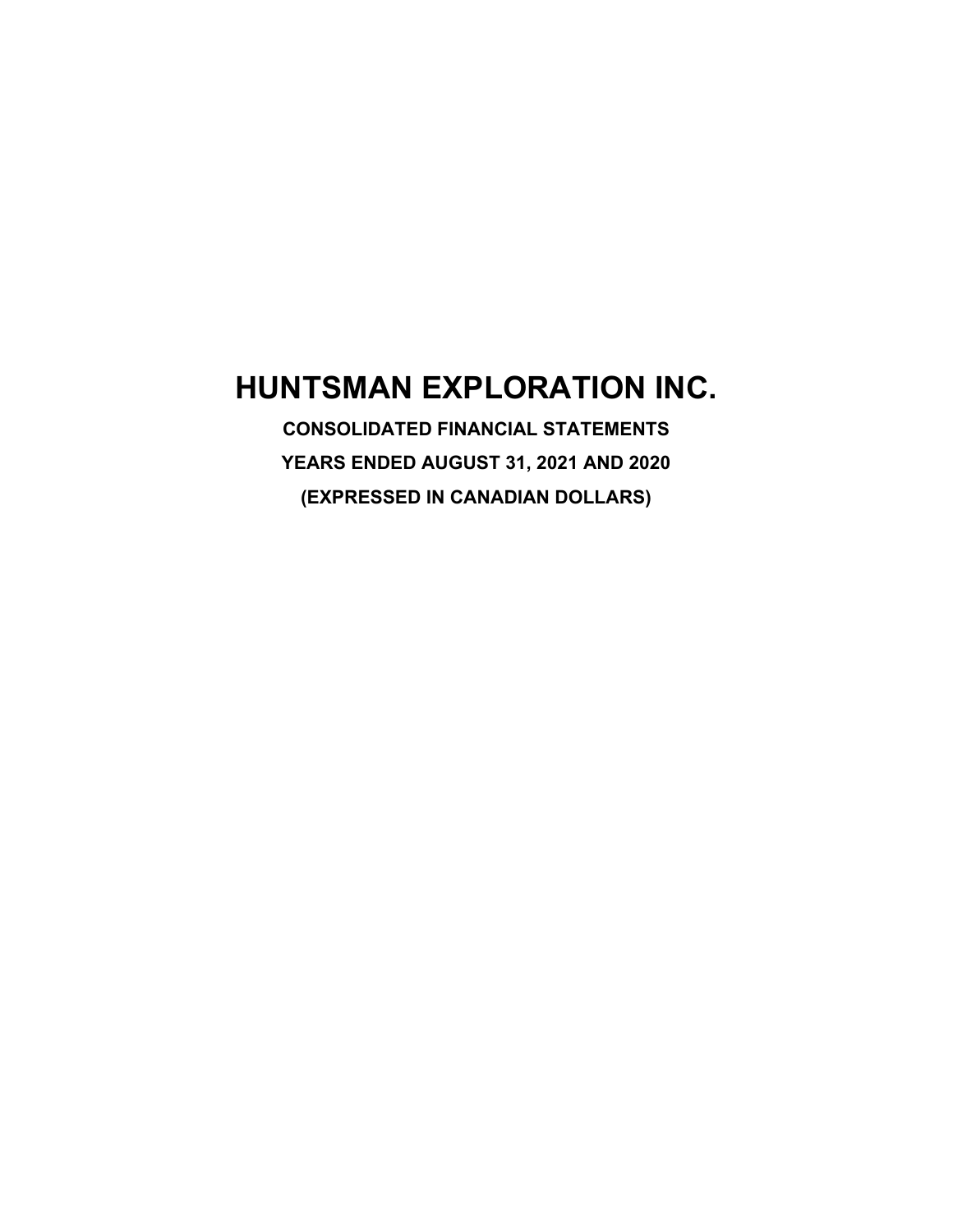# HUNTSMAN EXPLORATION INC.

**CONSOLIDATED FINANCIAL STATEMENTS**

**YEARS ENDED AUGUST 31, 2021 AND 2020**

**(EXPRESSED IN CANADIAN DOLLARS)**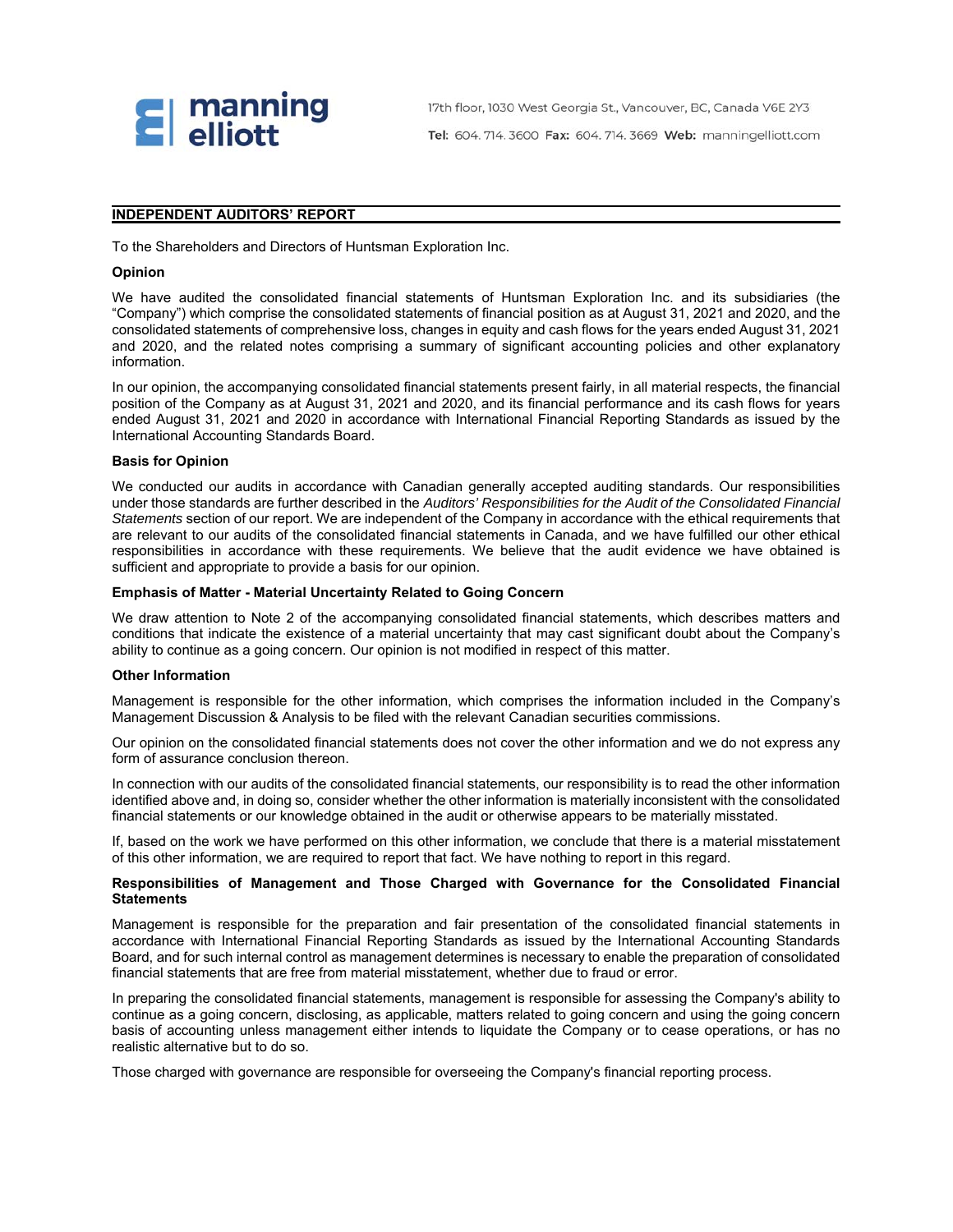manning elliott

17th floor, 1030 West Georgia St., Vancouver, BC, Canada V6E 2Y3

Tel: 604. 714. 3600 Fax: 604. 714. 3669 Web: manningelliott.com

## INDEPENDENT AUDITORS' REPORT

To the Shareholders and Directors of Huntsman Exploration Inc.

### Opinion

We have audited the consolidated financial statements of Huntsman Exploration Inc. and its subsidiaries (the "Company") which comprise the consolidated statements of financial position as at August 31, 2021 and 2020, and the consolidated statements of comprehensive loss, changes in equity and cash flows for the years ended August 31, 2021 and 2020, and the related notes comprising a summary of significant accounting policies and other explanatory information.

In our opinion, the accompanying consolidated financial statements present fairly, in all material respects, the financial position of the Company as at August 31, 2021 and 2020, and its financial performance and its cash flows for years ended August 31, 2021 and 2020 in accordance with International Financial Reporting Standards as issued by the International Accounting Standards Board.

### Basis for Opinion

We conducted our audits in accordance with Canadian generally accepted auditing standards. Our responsibilities under those standards are further described in the *Auditors' Responsibilities for the Audit of the Consolidated Financial Statements* section of our report. We are independent of the Company in accordance with the ethical requirements that are relevant to our audits of the consolidated financial statements in Canada, and we have fulfilled our other ethical responsibilities in accordance with these requirements. We believe that the audit evidence we have obtained is sufficient and appropriate to provide a basis for our opinion.

### Emphasis of Matter - Material Uncertainty Related to Going Concern

We draw attention to Note 2 of the accompanying consolidated financial statements, which describes matters and conditions that indicate the existence of a material uncertainty that may cast significant doubt about the Company's ability to continue as a going concern. Our opinion is not modified in respect of this matter.

### Other Information

Management is responsible for the other information, which comprises the information included in the Company's Management Discussion & Analysis to be filed with the relevant Canadian securities commissions.

Our opinion on the consolidated financial statements does not cover the other information and we do not express any form of assurance conclusion thereon.

In connection with our audits of the consolidated financial statements, our responsibility is to read the other information identified above and, in doing so, consider whether the other information is materially inconsistent with the consolidated financial statements or our knowledge obtained in the audit or otherwise appears to be materially misstated.

If, based on the work we have performed on this other information, we conclude that there is a material misstatement of this other information, we are required to report that fact. We have nothing to report in this regard.

### Responsibilities of Management and Those Charged with Governance for the Consolidated Financial Statements

Management is responsible for the preparation and fair presentation of the consolidated financial statements in accordance with International Financial Reporting Standards as issued by the International Accounting Standards Board, and for such internal control as management determines is necessary to enable the preparation of consolidated financial statements that are free from material misstatement, whether due to fraud or error.

In preparing the consolidated financial statements, management is responsible for assessing the Company's ability to continue as a going concern, disclosing, as applicable, matters related to going concern and using the going concern basis of accounting unless management either intends to liquidate the Company or to cease operations, or has no realistic alternative but to do so.

Those charged with governance are responsible for overseeing the Company's financial reporting process.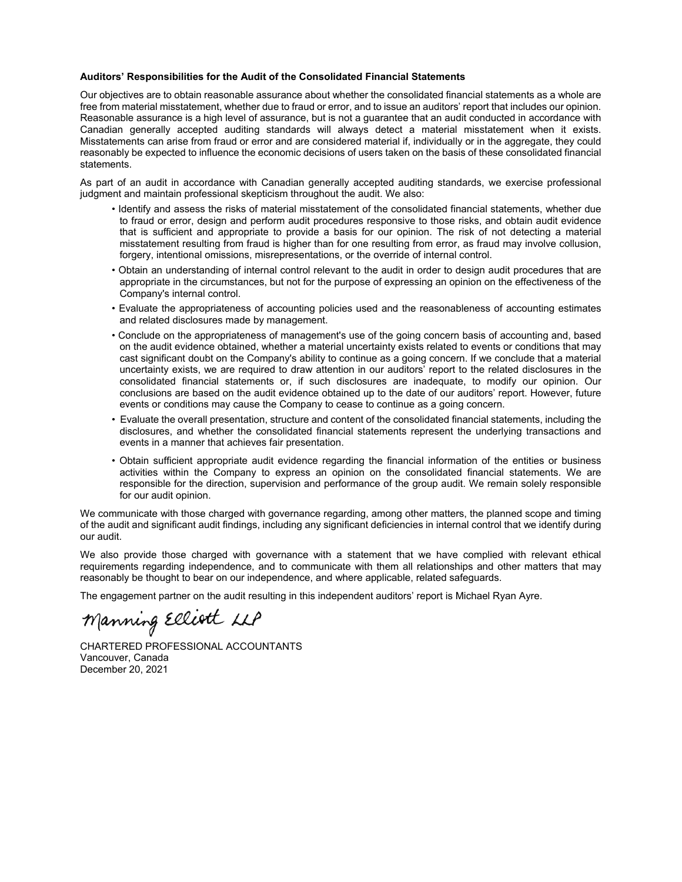**Auditors' Responsibilities for the Audit of the Consolidated Financial Statements**

Our objectives are to obtain reasonable assurance about whether the consolidated financial statements as a whole are free from material misstatement, whether due to fraud or error, and to issue an auditors' report that includes our opinion. Reasonable assurance is a high level of assurance, but is not a guarantee that an audit conducted in accordance with Canadian generally accepted auditing standards will always detect a material misstatement when it exists. Misstatements can arise from fraud or error and are considered material if, individually or in the aggregate, they could reasonably be expected to influence the economic decisions of users taken on the basis of these consolidated financial statements.

As part of an audit in accordance with Canadian generally accepted auditing standards, we exercise professional judgment and maintain professional skepticism throughout the audit. We also:

- Identify and assess the risks of material misstatement of the consolidated financial statements, whether due to fraud or error, design and perform audit procedures responsive to those risks, and obtain audit evidence that is sufficient and appropriate to provide a basis for our opinion. The risk of not detecting a material misstatement resulting from fraud is higher than for one resulting from error, as fraud may involve collusion, forgery, intentional omissions, misrepresentations, or the override of internal control.
- Obtain an understanding of internal control relevant to the audit in order to design audit procedures that are appropriate in the circumstances, but not for the purpose of expressing an opinion on the effectiveness of the Company's internal control.
- Evaluate the appropriateness of accounting policies used and the reasonableness of accounting estimates and related disclosures made by management.
- Conclude on the appropriateness of management's use of the going concern basis of accounting and, based on the audit evidence obtained, whether a material uncertainty exists related to events or conditions that may cast significant doubt on the Company's ability to continue as a going concern. If we conclude that a material uncertainty exists, we are required to draw attention in our auditors' report to the related disclosures in the consolidated financial statements or, if such disclosures are inadequate, to modify our opinion. Our conclusions are based on the audit evidence obtained up to the date of our auditors' report. However, future events or conditions may cause the Company to cease to continue as a going concern.
- Evaluate the overall presentation, structure and content of the consolidated financial statements, including the disclosures, and whether the consolidated financial statements represent the underlying transactions and events in a manner that achieves fair presentation.
- Obtain sufficient appropriate audit evidence regarding the financial information of the entities or business activities within the Company to express an opinion on the consolidated financial statements. We are responsible for the direction, supervision and performance of the group audit. We remain solely responsible for our audit opinion.

We communicate with those charged with governance regarding, among other matters, the planned scope and timing of the audit and significant audit findings, including any significant deficiencies in internal control that we identify during our audit.

We also provide those charged with governance with a statement that we have complied with relevant ethical requirements regarding independence, and to communicate with them all relationships and other matters that may reasonably be thought to bear on our independence, and where applicable, related safeguards.

The engagement partner on the audit resulting in this independent auditors' report is Michael Ryan Ayre.

Manning Elliott LLP

CHARTERED PROFESSIONAL ACCOUNTANTS
Vancouver, Canada
December 20, 2021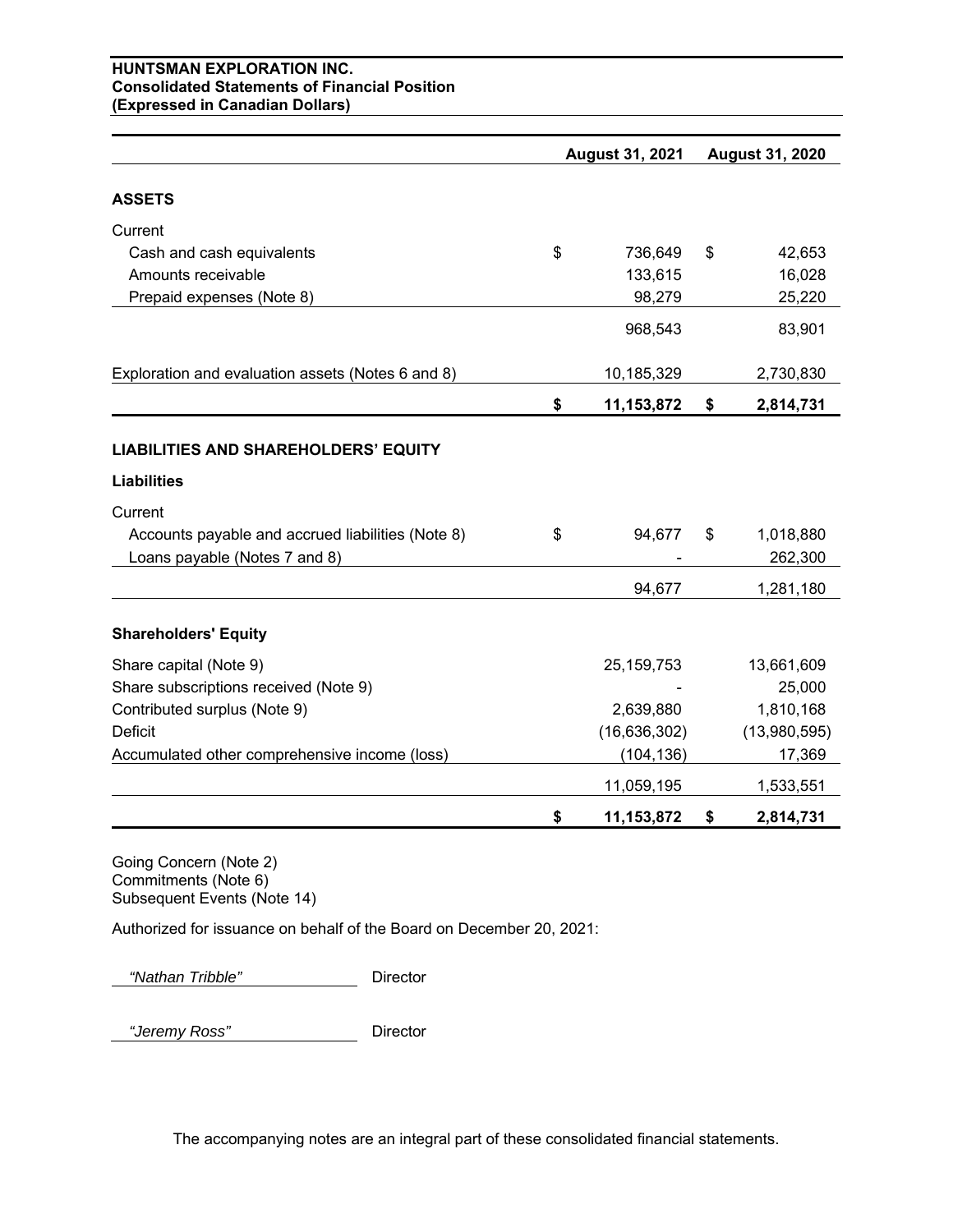**HUNTSMAN EXPLORATION INC.**
**Consolidated Statements of Financial Position**
**(Expressed in Canadian Dollars)**

| | August 31, 2021 | August 31, 2020 |
|---|---|---|
| **ASSETS** | | |
| Current | | |
| Cash and cash equivalents | $ 736,649 | $ 42,653 |
| Amounts receivable | 133,615 | 16,028 |
| Prepaid expenses (Note 8) | 98,279 | 25,220 |
| | 968,543 | 83,901 |
| Exploration and evaluation assets (Notes 6 and 8) | 10,185,329 | 2,730,830 |
| | **$ 11,153,872** | **$ 2,814,731** |
| **LIABILITIES AND SHAREHOLDERS' EQUITY** | | |
| **Liabilities** | | |
| Current | | |
| Accounts payable and accrued liabilities (Note 8) | $ 94,677 | $ 1,018,880 |
| Loans payable (Notes 7 and 8) | - | 262,300 |
| | 94,677 | 1,281,180 |
| **Shareholders' Equity** | | |
| Share capital (Note 9) | 25,159,753 | 13,661,609 |
| Share subscriptions received (Note 9) | - | 25,000 |
| Contributed surplus (Note 9) | 2,639,880 | 1,810,168 |
| Deficit | (16,636,302) | (13,980,595) |
| Accumulated other comprehensive income (loss) | (104,136) | 17,369 |
| | 11,059,195 | 1,533,551 |
| | **$ 11,153,872** | **$ 2,814,731** |

Going Concern (Note 2)
Commitments (Note 6)
Subsequent Events (Note 14)

Authorized for issuance on behalf of the Board on December 20, 2021:

*"Nathan Tribble"* Director

*"Jeremy Ross"* Director

The accompanying notes are an integral part of these consolidated financial statements.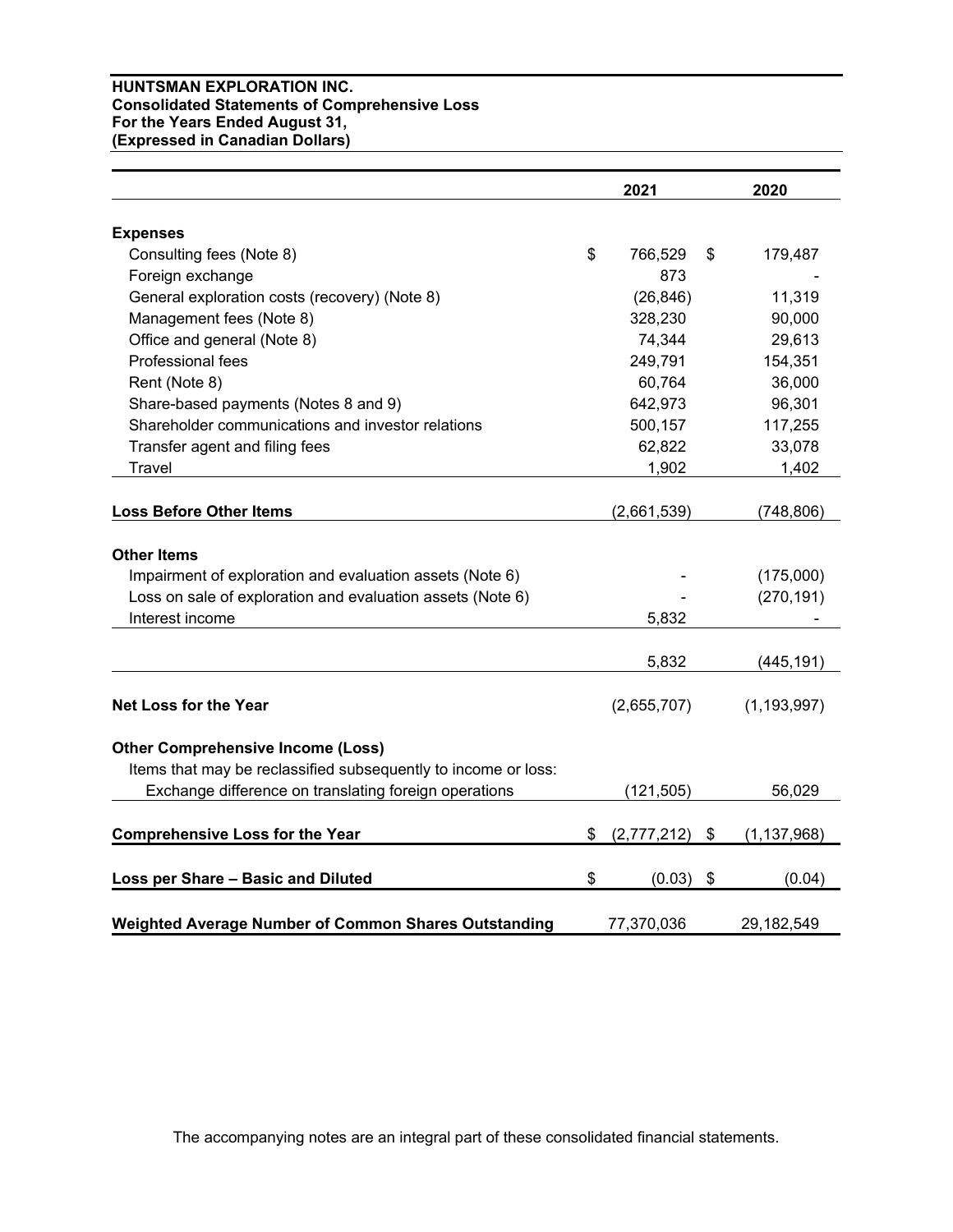**HUNTSMAN EXPLORATION INC.**
**Consolidated Statements of Comprehensive Loss**
**For the Years Ended August 31,**
**(Expressed in Canadian Dollars)**

| | 2021 | 2020 |
|---|---|---|
| **Expenses** | | |
| Consulting fees (Note 8) | $ 766,529 | $ 179,487 |
| Foreign exchange | 873 | - |
| General exploration costs (recovery) (Note 8) | (26,846) | 11,319 |
| Management fees (Note 8) | 328,230 | 90,000 |
| Office and general (Note 8) | 74,344 | 29,613 |
| Professional fees | 249,791 | 154,351 |
| Rent (Note 8) | 60,764 | 36,000 |
| Share-based payments (Notes 8 and 9) | 642,973 | 96,301 |
| Shareholder communications and investor relations | 500,157 | 117,255 |
| Transfer agent and filing fees | 62,822 | 33,078 |
| Travel | 1,902 | 1,402 |
| **Loss Before Other Items** | (2,661,539) | (748,806) |
| **Other Items** | | |
| Impairment of exploration and evaluation assets (Note 6) | - | (175,000) |
| Loss on sale of exploration and evaluation assets (Note 6) | - | (270,191) |
| Interest income | 5,832 | - |
| | 5,832 | (445,191) |
| **Net Loss for the Year** | (2,655,707) | (1,193,997) |
| **Other Comprehensive Income (Loss)** | | |
| Items that may be reclassified subsequently to income or loss: | | |
| Exchange difference on translating foreign operations | (121,505) | 56,029 |
| **Comprehensive Loss for the Year** | $ (2,777,212) | $ (1,137,968) |
| **Loss per Share – Basic and Diluted** | $ (0.03) | $ (0.04) |
| **Weighted Average Number of Common Shares Outstanding** | 77,370,036 | 29,182,549 |

The accompanying notes are an integral part of these consolidated financial statements.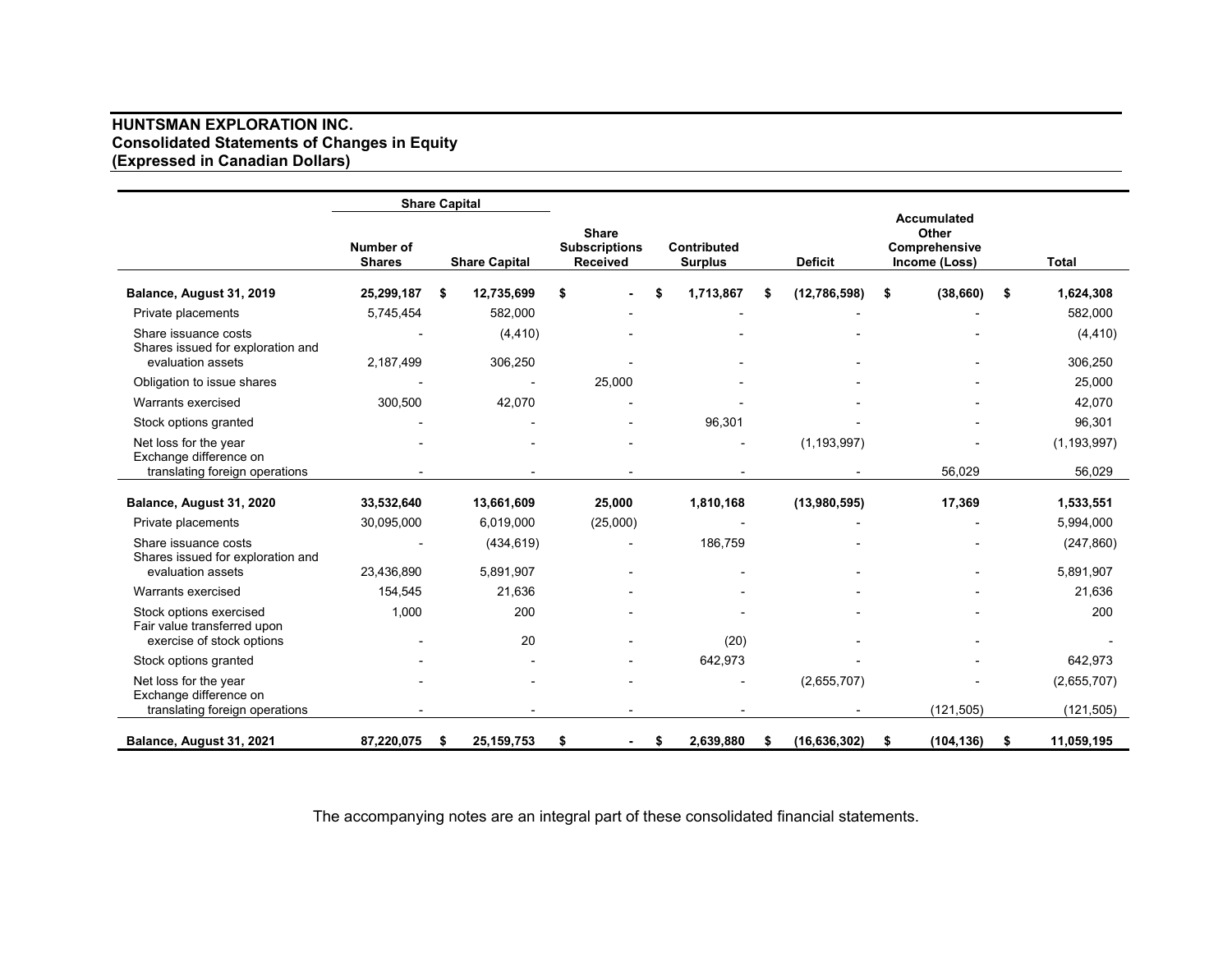**HUNTSMAN EXPLORATION INC.**
**Consolidated Statements of Changes in Equity**
**(Expressed in Canadian Dollars)**

| | Share Capital | | | | | | |
|---|---|---|---|---|---|---|---|
| | Number of Shares | Share Capital | Share Subscriptions Received | Contributed Surplus | Deficit | Accumulated Other Comprehensive Income (Loss) | Total |
| **Balance, August 31, 2019** | **25,299,187** | **$ 12,735,699** | **$ -** | **$ 1,713,867** | **$ (12,786,598)** | **$ (38,660)** | **$ 1,624,308** |
| Private placements | 5,745,454 | 582,000 | - | - | - | - | 582,000 |
| Share issuance costs | - | (4,410) | - | - | - | - | (4,410) |
| Shares issued for exploration and evaluation assets | 2,187,499 | 306,250 | - | - | - | - | 306,250 |
| Obligation to issue shares | - | - | 25,000 | - | - | - | 25,000 |
| Warrants exercised | 300,500 | 42,070 | - | - | - | - | 42,070 |
| Stock options granted | - | - | - | 96,301 | - | - | 96,301 |
| Net loss for the year | - | - | - | - | (1,193,997) | - | (1,193,997) |
| Exchange difference on translating foreign operations | - | - | - | - | - | 56,029 | 56,029 |
| **Balance, August 31, 2020** | **33,532,640** | **13,661,609** | **25,000** | **1,810,168** | **(13,980,595)** | **17,369** | **1,533,551** |
| Private placements | 30,095,000 | 6,019,000 | (25,000) | - | - | - | 5,994,000 |
| Share issuance costs | - | (434,619) | - | 186,759 | - | - | (247,860) |
| Shares issued for exploration and evaluation assets | 23,436,890 | 5,891,907 | - | - | - | - | 5,891,907 |
| Warrants exercised | 154,545 | 21,636 | - | - | - | - | 21,636 |
| Stock options exercised | 1,000 | 200 | - | - | - | - | 200 |
| Fair value transferred upon exercise of stock options | - | 20 | - | (20) | - | - | - |
| Stock options granted | - | - | - | 642,973 | - | - | 642,973 |
| Net loss for the year | - | - | - | - | (2,655,707) | - | (2,655,707) |
| Exchange difference on translating foreign operations | - | - | - | - | - | (121,505) | (121,505) |
| **Balance, August 31, 2021** | **87,220,075** | **$ 25,159,753** | **$ -** | **$ 2,639,880** | **$ (16,636,302)** | **$ (104,136)** | **$ 11,059,195** |

The accompanying notes are an integral part of these consolidated financial statements.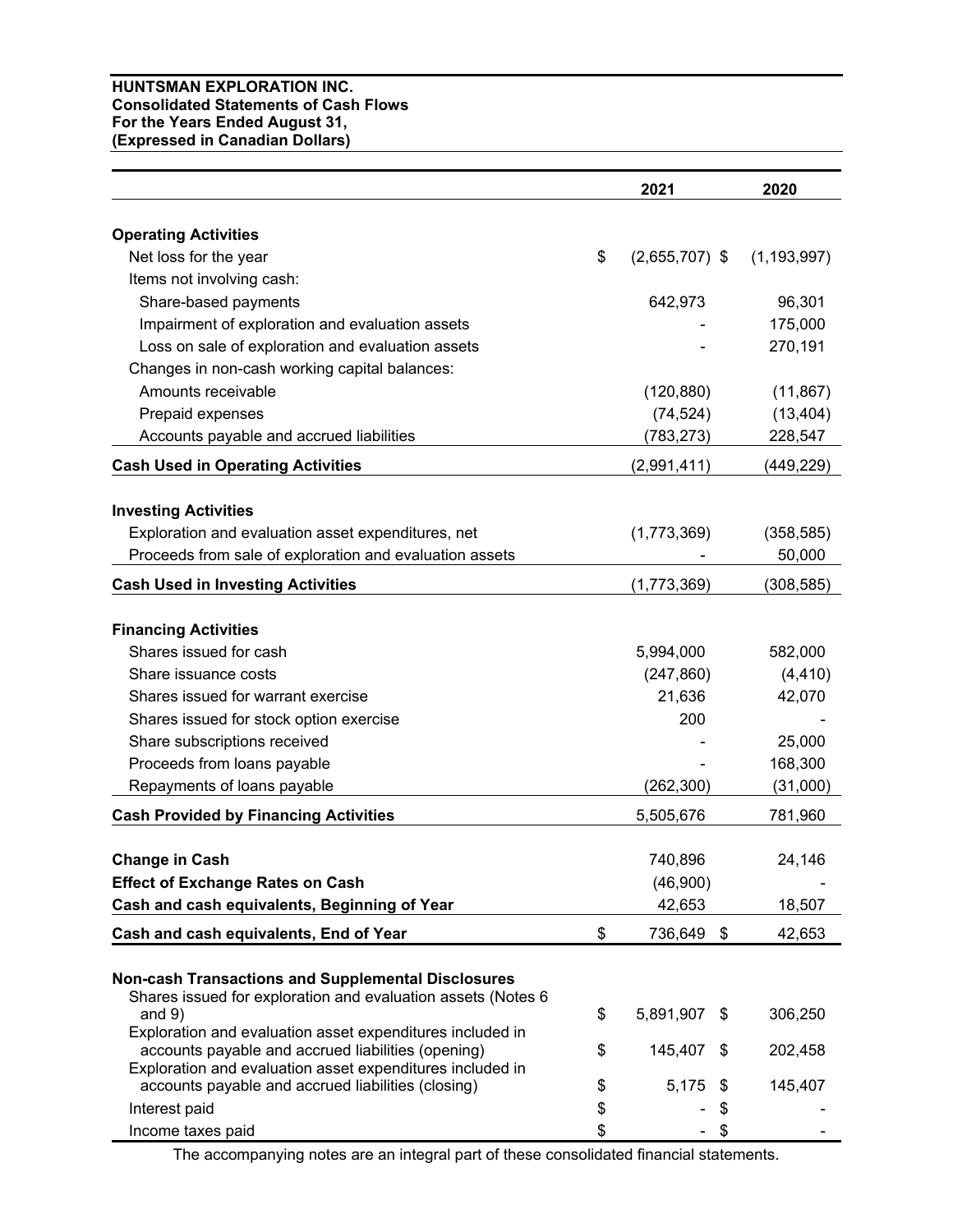**HUNTSMAN EXPLORATION INC.**
**Consolidated Statements of Cash Flows**
**For the Years Ended August 31,**
**(Expressed in Canadian Dollars)**

| | 2021 | 2020 |
|---|---|---|
| **Operating Activities** | | |
| Net loss for the year | $ (2,655,707) | $ (1,193,997) |
| Items not involving cash: | | |
| Share-based payments | 642,973 | 96,301 |
| Impairment of exploration and evaluation assets | - | 175,000 |
| Loss on sale of exploration and evaluation assets | - | 270,191 |
| Changes in non-cash working capital balances: | | |
| Amounts receivable | (120,880) | (11,867) |
| Prepaid expenses | (74,524) | (13,404) |
| Accounts payable and accrued liabilities | (783,273) | 228,547 |
| **Cash Used in Operating Activities** | (2,991,411) | (449,229) |
| **Investing Activities** | | |
| Exploration and evaluation asset expenditures, net | (1,773,369) | (358,585) |
| Proceeds from sale of exploration and evaluation assets | - | 50,000 |
| **Cash Used in Investing Activities** | (1,773,369) | (308,585) |
| **Financing Activities** | | |
| Shares issued for cash | 5,994,000 | 582,000 |
| Share issuance costs | (247,860) | (4,410) |
| Shares issued for warrant exercise | 21,636 | 42,070 |
| Shares issued for stock option exercise | 200 | - |
| Share subscriptions received | - | 25,000 |
| Proceeds from loans payable | - | 168,300 |
| Repayments of loans payable | (262,300) | (31,000) |
| **Cash Provided by Financing Activities** | 5,505,676 | 781,960 |
| **Change in Cash** | 740,896 | 24,146 |
| **Effect of Exchange Rates on Cash** | (46,900) | - |
| **Cash and cash equivalents, Beginning of Year** | 42,653 | 18,507 |
| **Cash and cash equivalents, End of Year** | $ 736,649 | $ 42,653 |
| **Non-cash Transactions and Supplemental Disclosures** | | |
| Shares issued for exploration and evaluation assets (Notes 6 and 9) | $ 5,891,907 | $ 306,250 |
| Exploration and evaluation asset expenditures included in accounts payable and accrued liabilities (opening) | $ 145,407 | $ 202,458 |
| Exploration and evaluation asset expenditures included in accounts payable and accrued liabilities (closing) | $ 5,175 | $ 145,407 |
| Interest paid | $ - | $ - |
| Income taxes paid | $ - | $ - |

The accompanying notes are an integral part of these consolidated financial statements.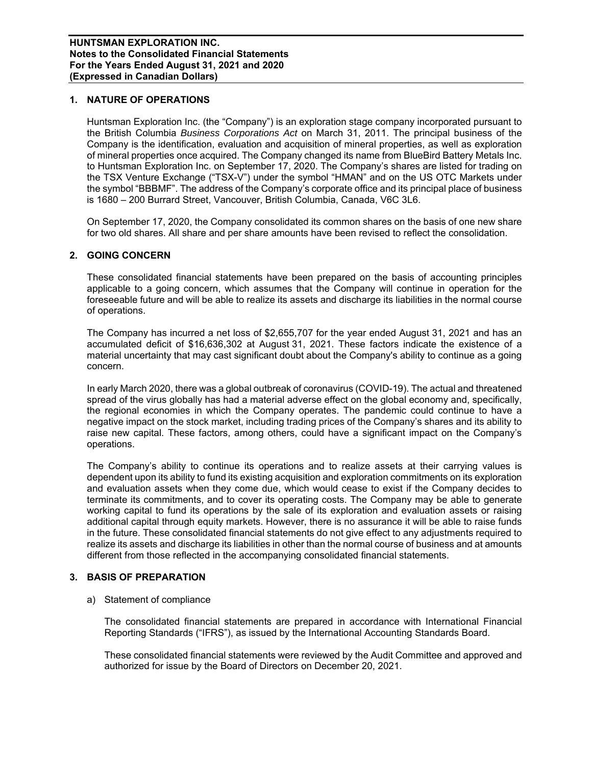## 1. NATURE OF OPERATIONS

Huntsman Exploration Inc. (the "Company") is an exploration stage company incorporated pursuant to the British Columbia *Business Corporations Act* on March 31, 2011. The principal business of the Company is the identification, evaluation and acquisition of mineral properties, as well as exploration of mineral properties once acquired. The Company changed its name from BlueBird Battery Metals Inc. to Huntsman Exploration Inc. on September 17, 2020. The Company's shares are listed for trading on the TSX Venture Exchange ("TSX-V") under the symbol "HMAN" and on the US OTC Markets under the symbol "BBBMF". The address of the Company's corporate office and its principal place of business is 1680 – 200 Burrard Street, Vancouver, British Columbia, Canada, V6C 3L6.

On September 17, 2020, the Company consolidated its common shares on the basis of one new share for two old shares. All share and per share amounts have been revised to reflect the consolidation.

## 2. GOING CONCERN

These consolidated financial statements have been prepared on the basis of accounting principles applicable to a going concern, which assumes that the Company will continue in operation for the foreseeable future and will be able to realize its assets and discharge its liabilities in the normal course of operations.

The Company has incurred a net loss of $2,655,707 for the year ended August 31, 2021 and has an accumulated deficit of $16,636,302 at August 31, 2021. These factors indicate the existence of a material uncertainty that may cast significant doubt about the Company's ability to continue as a going concern.

In early March 2020, there was a global outbreak of coronavirus (COVID-19). The actual and threatened spread of the virus globally has had a material adverse effect on the global economy and, specifically, the regional economies in which the Company operates. The pandemic could continue to have a negative impact on the stock market, including trading prices of the Company's shares and its ability to raise new capital. These factors, among others, could have a significant impact on the Company's operations.

The Company's ability to continue its operations and to realize assets at their carrying values is dependent upon its ability to fund its existing acquisition and exploration commitments on its exploration and evaluation assets when they come due, which would cease to exist if the Company decides to terminate its commitments, and to cover its operating costs. The Company may be able to generate working capital to fund its operations by the sale of its exploration and evaluation assets or raising additional capital through equity markets. However, there is no assurance it will be able to raise funds in the future. These consolidated financial statements do not give effect to any adjustments required to realize its assets and discharge its liabilities in other than the normal course of business and at amounts different from those reflected in the accompanying consolidated financial statements.

## 3. BASIS OF PREPARATION

a) Statement of compliance

The consolidated financial statements are prepared in accordance with International Financial Reporting Standards ("IFRS"), as issued by the International Accounting Standards Board.

These consolidated financial statements were reviewed by the Audit Committee and approved and authorized for issue by the Board of Directors on December 20, 2021.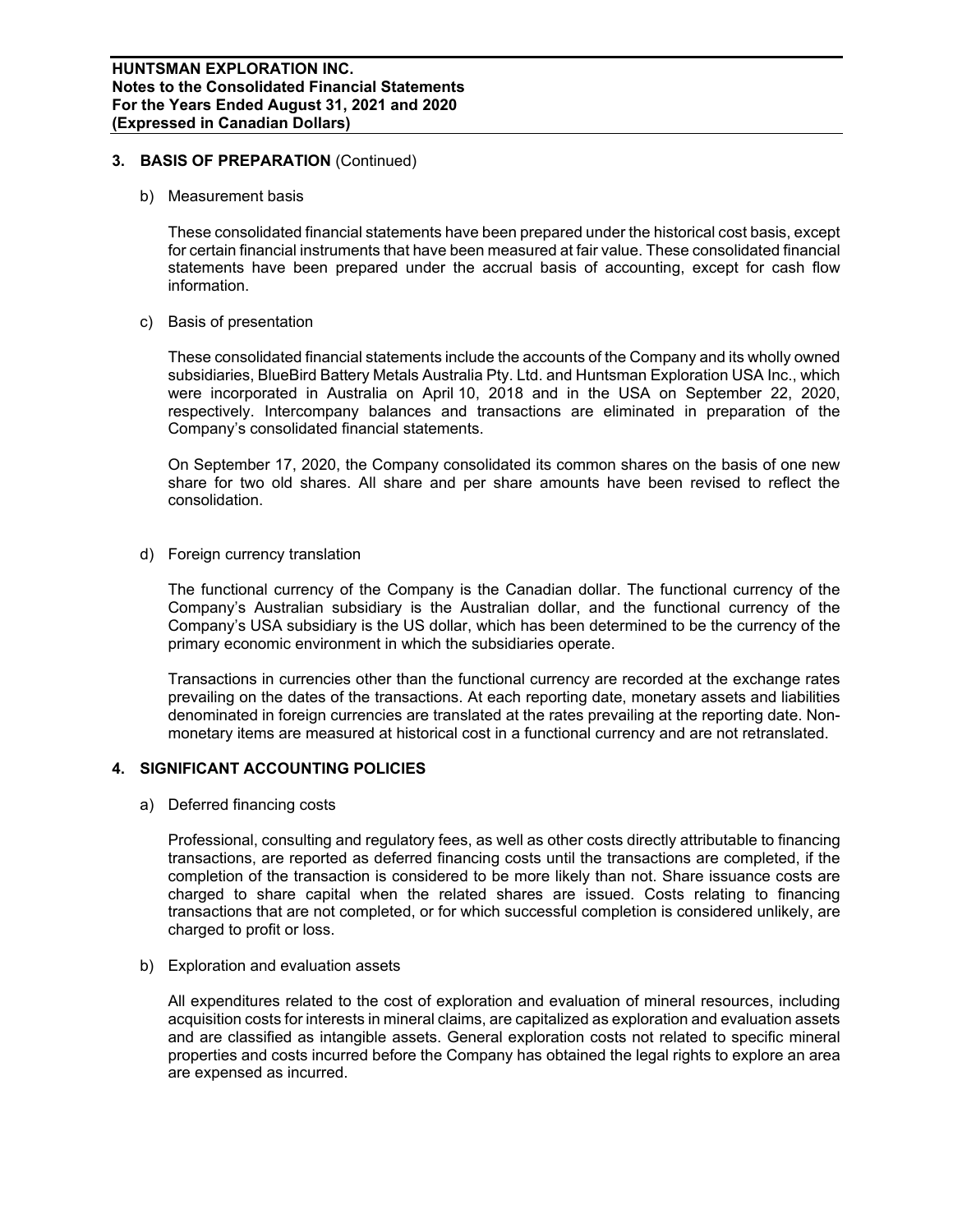## 3. BASIS OF PREPARATION (Continued)

b) Measurement basis

These consolidated financial statements have been prepared under the historical cost basis, except for certain financial instruments that have been measured at fair value. These consolidated financial statements have been prepared under the accrual basis of accounting, except for cash flow information.

c) Basis of presentation

These consolidated financial statements include the accounts of the Company and its wholly owned subsidiaries, BlueBird Battery Metals Australia Pty. Ltd. and Huntsman Exploration USA Inc., which were incorporated in Australia on April 10, 2018 and in the USA on September 22, 2020, respectively. Intercompany balances and transactions are eliminated in preparation of the Company's consolidated financial statements.

On September 17, 2020, the Company consolidated its common shares on the basis of one new share for two old shares. All share and per share amounts have been revised to reflect the consolidation.

d) Foreign currency translation

The functional currency of the Company is the Canadian dollar. The functional currency of the Company's Australian subsidiary is the Australian dollar, and the functional currency of the Company's USA subsidiary is the US dollar, which has been determined to be the currency of the primary economic environment in which the subsidiaries operate.

Transactions in currencies other than the functional currency are recorded at the exchange rates prevailing on the dates of the transactions. At each reporting date, monetary assets and liabilities denominated in foreign currencies are translated at the rates prevailing at the reporting date. Non-monetary items are measured at historical cost in a functional currency and are not retranslated.

## 4. SIGNIFICANT ACCOUNTING POLICIES

a) Deferred financing costs

Professional, consulting and regulatory fees, as well as other costs directly attributable to financing transactions, are reported as deferred financing costs until the transactions are completed, if the completion of the transaction is considered to be more likely than not. Share issuance costs are charged to share capital when the related shares are issued. Costs relating to financing transactions that are not completed, or for which successful completion is considered unlikely, are charged to profit or loss.

b) Exploration and evaluation assets

All expenditures related to the cost of exploration and evaluation of mineral resources, including acquisition costs for interests in mineral claims, are capitalized as exploration and evaluation assets and are classified as intangible assets. General exploration costs not related to specific mineral properties and costs incurred before the Company has obtained the legal rights to explore an area are expensed as incurred.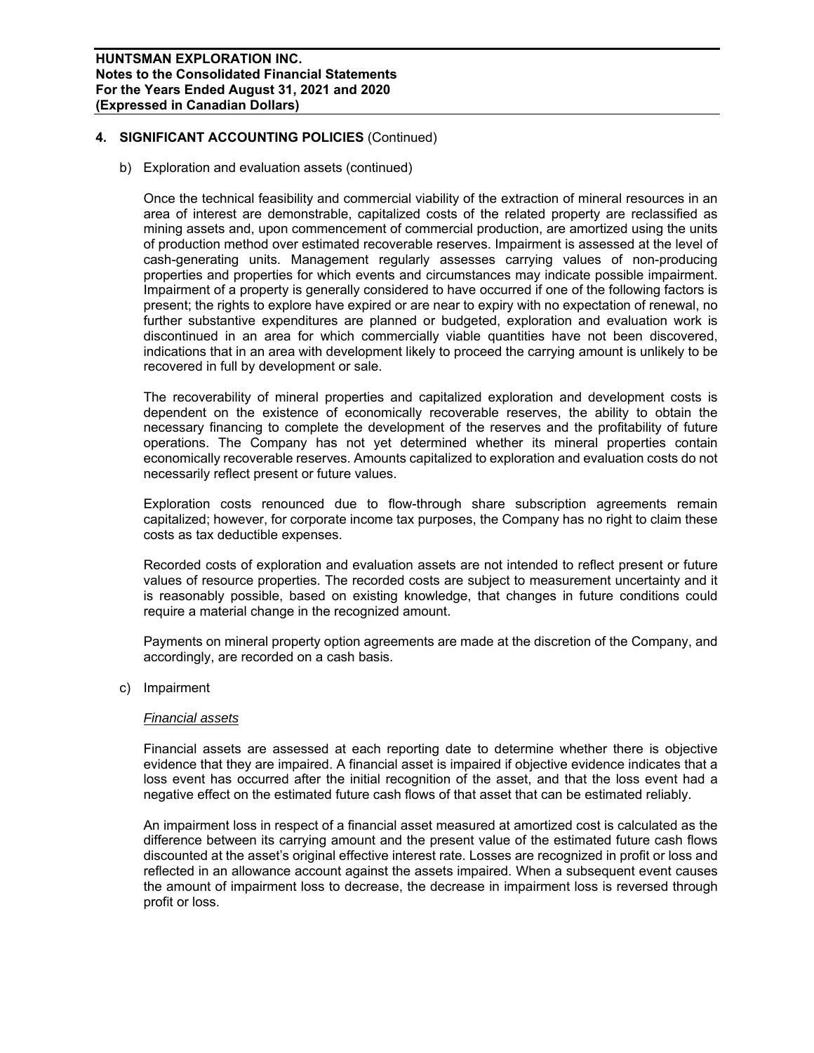## 4. SIGNIFICANT ACCOUNTING POLICIES (Continued)

b) Exploration and evaluation assets (continued)

Once the technical feasibility and commercial viability of the extraction of mineral resources in an area of interest are demonstrable, capitalized costs of the related property are reclassified as mining assets and, upon commencement of commercial production, are amortized using the units of production method over estimated recoverable reserves. Impairment is assessed at the level of cash-generating units. Management regularly assesses carrying values of non-producing properties and properties for which events and circumstances may indicate possible impairment. Impairment of a property is generally considered to have occurred if one of the following factors is present; the rights to explore have expired or are near to expiry with no expectation of renewal, no further substantive expenditures are planned or budgeted, exploration and evaluation work is discontinued in an area for which commercially viable quantities have not been discovered, indications that in an area with development likely to proceed the carrying amount is unlikely to be recovered in full by development or sale.

The recoverability of mineral properties and capitalized exploration and development costs is dependent on the existence of economically recoverable reserves, the ability to obtain the necessary financing to complete the development of the reserves and the profitability of future operations. The Company has not yet determined whether its mineral properties contain economically recoverable reserves. Amounts capitalized to exploration and evaluation costs do not necessarily reflect present or future values.

Exploration costs renounced due to flow-through share subscription agreements remain capitalized; however, for corporate income tax purposes, the Company has no right to claim these costs as tax deductible expenses.

Recorded costs of exploration and evaluation assets are not intended to reflect present or future values of resource properties. The recorded costs are subject to measurement uncertainty and it is reasonably possible, based on existing knowledge, that changes in future conditions could require a material change in the recognized amount.

Payments on mineral property option agreements are made at the discretion of the Company, and accordingly, are recorded on a cash basis.

c) Impairment

*Financial assets*

Financial assets are assessed at each reporting date to determine whether there is objective evidence that they are impaired. A financial asset is impaired if objective evidence indicates that a loss event has occurred after the initial recognition of the asset, and that the loss event had a negative effect on the estimated future cash flows of that asset that can be estimated reliably.

An impairment loss in respect of a financial asset measured at amortized cost is calculated as the difference between its carrying amount and the present value of the estimated future cash flows discounted at the asset's original effective interest rate. Losses are recognized in profit or loss and reflected in an allowance account against the assets impaired. When a subsequent event causes the amount of impairment loss to decrease, the decrease in impairment loss is reversed through profit or loss.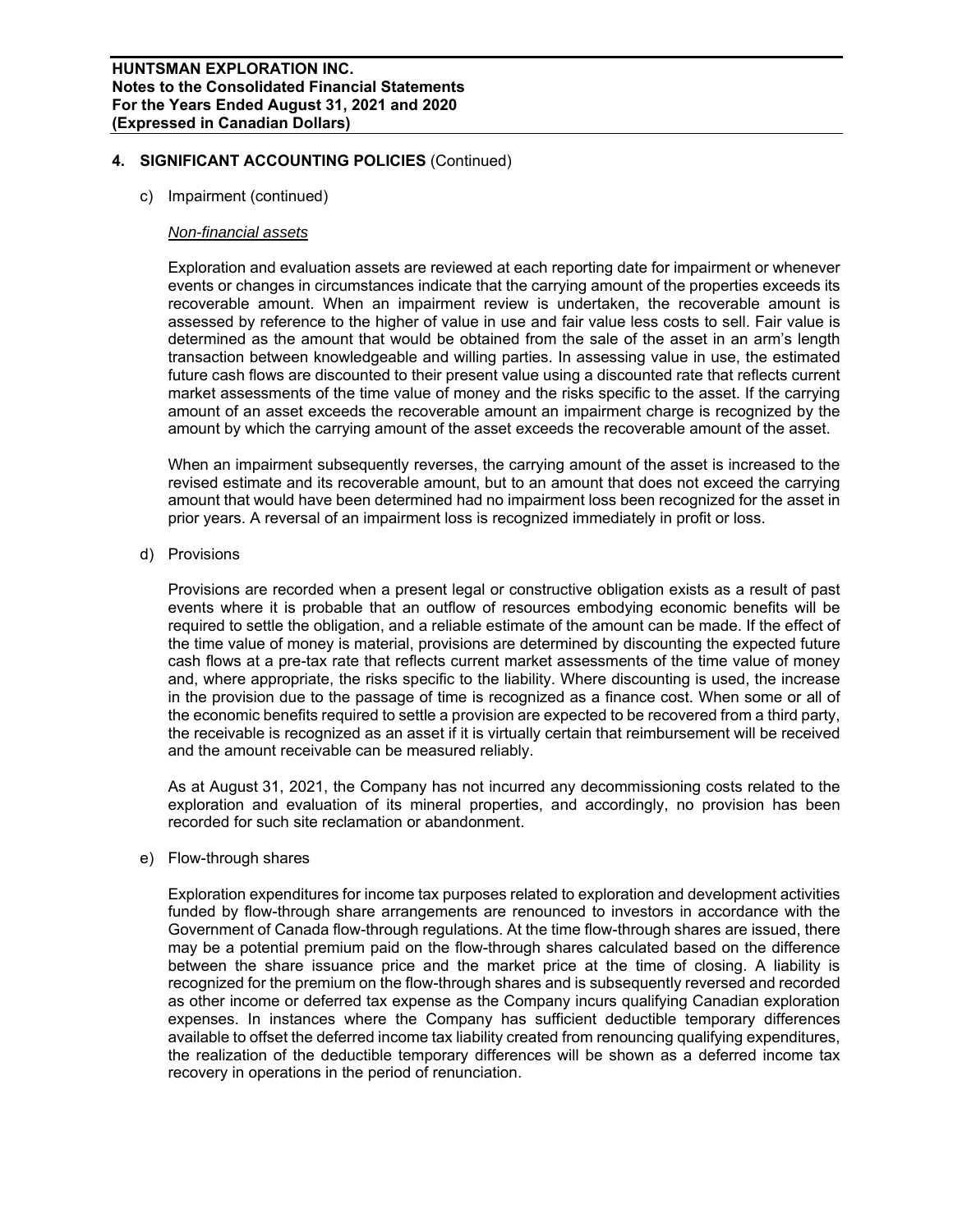## 4. SIGNIFICANT ACCOUNTING POLICIES (Continued)

c) Impairment (continued)

*Non-financial assets*

Exploration and evaluation assets are reviewed at each reporting date for impairment or whenever events or changes in circumstances indicate that the carrying amount of the properties exceeds its recoverable amount. When an impairment review is undertaken, the recoverable amount is assessed by reference to the higher of value in use and fair value less costs to sell. Fair value is determined as the amount that would be obtained from the sale of the asset in an arm's length transaction between knowledgeable and willing parties. In assessing value in use, the estimated future cash flows are discounted to their present value using a discounted rate that reflects current market assessments of the time value of money and the risks specific to the asset. If the carrying amount of an asset exceeds the recoverable amount an impairment charge is recognized by the amount by which the carrying amount of the asset exceeds the recoverable amount of the asset.

When an impairment subsequently reverses, the carrying amount of the asset is increased to the revised estimate and its recoverable amount, but to an amount that does not exceed the carrying amount that would have been determined had no impairment loss been recognized for the asset in prior years. A reversal of an impairment loss is recognized immediately in profit or loss.

d) Provisions

Provisions are recorded when a present legal or constructive obligation exists as a result of past events where it is probable that an outflow of resources embodying economic benefits will be required to settle the obligation, and a reliable estimate of the amount can be made. If the effect of the time value of money is material, provisions are determined by discounting the expected future cash flows at a pre-tax rate that reflects current market assessments of the time value of money and, where appropriate, the risks specific to the liability. Where discounting is used, the increase in the provision due to the passage of time is recognized as a finance cost. When some or all of the economic benefits required to settle a provision are expected to be recovered from a third party, the receivable is recognized as an asset if it is virtually certain that reimbursement will be received and the amount receivable can be measured reliably.

As at August 31, 2021, the Company has not incurred any decommissioning costs related to the exploration and evaluation of its mineral properties, and accordingly, no provision has been recorded for such site reclamation or abandonment.

e) Flow-through shares

Exploration expenditures for income tax purposes related to exploration and development activities funded by flow-through share arrangements are renounced to investors in accordance with the Government of Canada flow-through regulations. At the time flow-through shares are issued, there may be a potential premium paid on the flow-through shares calculated based on the difference between the share issuance price and the market price at the time of closing. A liability is recognized for the premium on the flow-through shares and is subsequently reversed and recorded as other income or deferred tax expense as the Company incurs qualifying Canadian exploration expenses. In instances where the Company has sufficient deductible temporary differences available to offset the deferred income tax liability created from renouncing qualifying expenditures, the realization of the deductible temporary differences will be shown as a deferred income tax recovery in operations in the period of renunciation.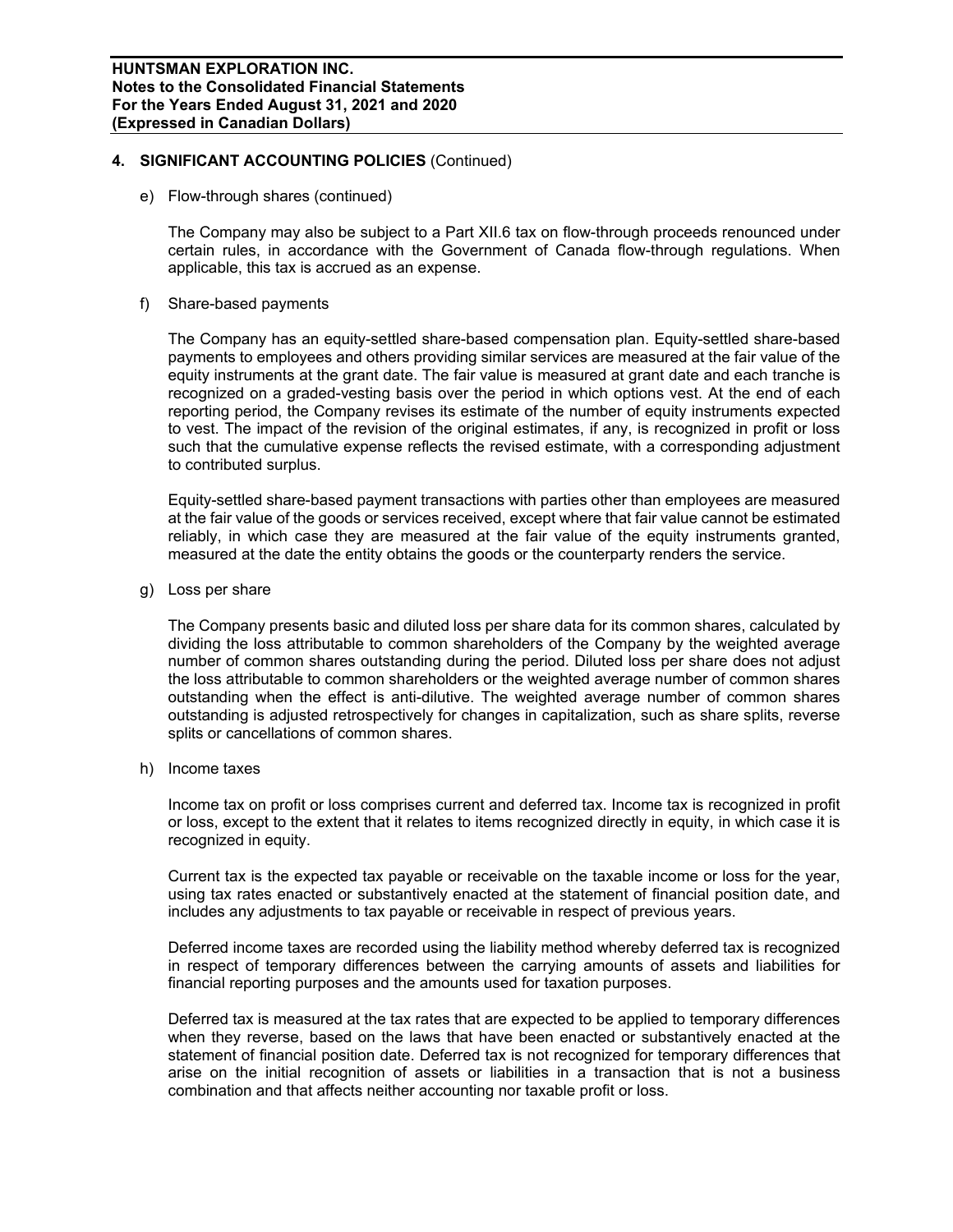## 4. SIGNIFICANT ACCOUNTING POLICIES (Continued)

e) Flow-through shares (continued)

The Company may also be subject to a Part XII.6 tax on flow-through proceeds renounced under certain rules, in accordance with the Government of Canada flow-through regulations. When applicable, this tax is accrued as an expense.

f) Share-based payments

The Company has an equity-settled share-based compensation plan. Equity-settled share-based payments to employees and others providing similar services are measured at the fair value of the equity instruments at the grant date. The fair value is measured at grant date and each tranche is recognized on a graded-vesting basis over the period in which options vest. At the end of each reporting period, the Company revises its estimate of the number of equity instruments expected to vest. The impact of the revision of the original estimates, if any, is recognized in profit or loss such that the cumulative expense reflects the revised estimate, with a corresponding adjustment to contributed surplus.

Equity-settled share-based payment transactions with parties other than employees are measured at the fair value of the goods or services received, except where that fair value cannot be estimated reliably, in which case they are measured at the fair value of the equity instruments granted, measured at the date the entity obtains the goods or the counterparty renders the service.

g) Loss per share

The Company presents basic and diluted loss per share data for its common shares, calculated by dividing the loss attributable to common shareholders of the Company by the weighted average number of common shares outstanding during the period. Diluted loss per share does not adjust the loss attributable to common shareholders or the weighted average number of common shares outstanding when the effect is anti-dilutive. The weighted average number of common shares outstanding is adjusted retrospectively for changes in capitalization, such as share splits, reverse splits or cancellations of common shares.

h) Income taxes

Income tax on profit or loss comprises current and deferred tax. Income tax is recognized in profit or loss, except to the extent that it relates to items recognized directly in equity, in which case it is recognized in equity.

Current tax is the expected tax payable or receivable on the taxable income or loss for the year, using tax rates enacted or substantively enacted at the statement of financial position date, and includes any adjustments to tax payable or receivable in respect of previous years.

Deferred income taxes are recorded using the liability method whereby deferred tax is recognized in respect of temporary differences between the carrying amounts of assets and liabilities for financial reporting purposes and the amounts used for taxation purposes.

Deferred tax is measured at the tax rates that are expected to be applied to temporary differences when they reverse, based on the laws that have been enacted or substantively enacted at the statement of financial position date. Deferred tax is not recognized for temporary differences that arise on the initial recognition of assets or liabilities in a transaction that is not a business combination and that affects neither accounting nor taxable profit or loss.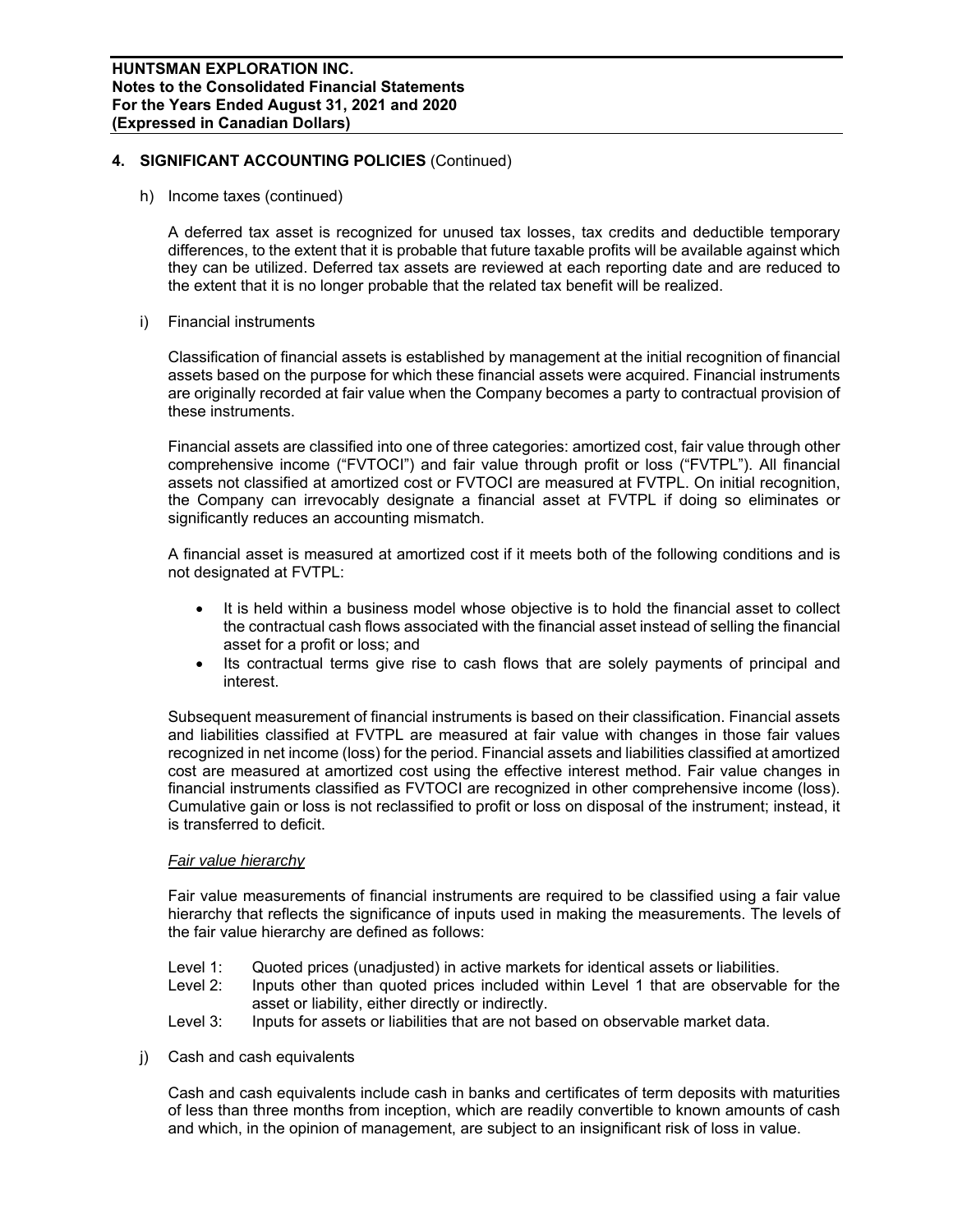## 4. SIGNIFICANT ACCOUNTING POLICIES (Continued)

h) Income taxes (continued)

A deferred tax asset is recognized for unused tax losses, tax credits and deductible temporary differences, to the extent that it is probable that future taxable profits will be available against which they can be utilized. Deferred tax assets are reviewed at each reporting date and are reduced to the extent that it is no longer probable that the related tax benefit will be realized.

i) Financial instruments

Classification of financial assets is established by management at the initial recognition of financial assets based on the purpose for which these financial assets were acquired. Financial instruments are originally recorded at fair value when the Company becomes a party to contractual provision of these instruments.

Financial assets are classified into one of three categories: amortized cost, fair value through other comprehensive income ("FVTOCI") and fair value through profit or loss ("FVTPL"). All financial assets not classified at amortized cost or FVTOCI are measured at FVTPL. On initial recognition, the Company can irrevocably designate a financial asset at FVTPL if doing so eliminates or significantly reduces an accounting mismatch.

A financial asset is measured at amortized cost if it meets both of the following conditions and is not designated at FVTPL:

- It is held within a business model whose objective is to hold the financial asset to collect the contractual cash flows associated with the financial asset instead of selling the financial asset for a profit or loss; and
- Its contractual terms give rise to cash flows that are solely payments of principal and interest.

Subsequent measurement of financial instruments is based on their classification. Financial assets and liabilities classified at FVTPL are measured at fair value with changes in those fair values recognized in net income (loss) for the period. Financial assets and liabilities classified at amortized cost are measured at amortized cost using the effective interest method. Fair value changes in financial instruments classified as FVTOCI are recognized in other comprehensive income (loss). Cumulative gain or loss is not reclassified to profit or loss on disposal of the instrument; instead, it is transferred to deficit.

*Fair value hierarchy*

Fair value measurements of financial instruments are required to be classified using a fair value hierarchy that reflects the significance of inputs used in making the measurements. The levels of the fair value hierarchy are defined as follows:

Level 1: Quoted prices (unadjusted) in active markets for identical assets or liabilities.
Level 2: Inputs other than quoted prices included within Level 1 that are observable for the asset or liability, either directly or indirectly.
Level 3: Inputs for assets or liabilities that are not based on observable market data.

j) Cash and cash equivalents

Cash and cash equivalents include cash in banks and certificates of term deposits with maturities of less than three months from inception, which are readily convertible to known amounts of cash and which, in the opinion of management, are subject to an insignificant risk of loss in value.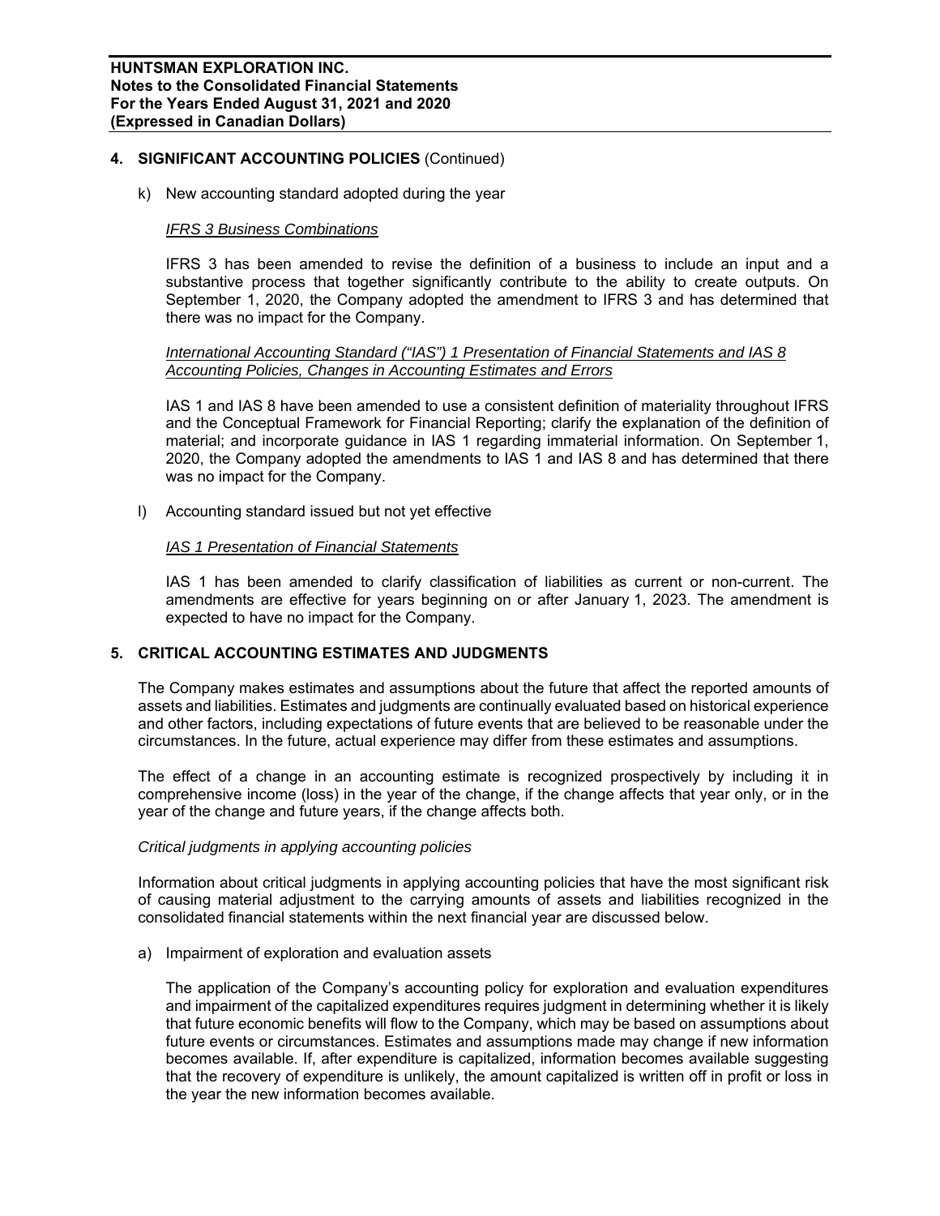## 4. SIGNIFICANT ACCOUNTING POLICIES (Continued)

k) New accounting standard adopted during the year

*IFRS 3 Business Combinations*

IFRS 3 has been amended to revise the definition of a business to include an input and a substantive process that together significantly contribute to the ability to create outputs. On September 1, 2020, the Company adopted the amendment to IFRS 3 and has determined that there was no impact for the Company.

*International Accounting Standard ("IAS") 1 Presentation of Financial Statements and IAS 8 Accounting Policies, Changes in Accounting Estimates and Errors*

IAS 1 and IAS 8 have been amended to use a consistent definition of materiality throughout IFRS and the Conceptual Framework for Financial Reporting; clarify the explanation of the definition of material; and incorporate guidance in IAS 1 regarding immaterial information. On September 1, 2020, the Company adopted the amendments to IAS 1 and IAS 8 and has determined that there was no impact for the Company.

l) Accounting standard issued but not yet effective

*IAS 1 Presentation of Financial Statements*

IAS 1 has been amended to clarify classification of liabilities as current or non-current. The amendments are effective for years beginning on or after January 1, 2023. The amendment is expected to have no impact for the Company.

## 5. CRITICAL ACCOUNTING ESTIMATES AND JUDGMENTS

The Company makes estimates and assumptions about the future that affect the reported amounts of assets and liabilities. Estimates and judgments are continually evaluated based on historical experience and other factors, including expectations of future events that are believed to be reasonable under the circumstances. In the future, actual experience may differ from these estimates and assumptions.

The effect of a change in an accounting estimate is recognized prospectively by including it in comprehensive income (loss) in the year of the change, if the change affects that year only, or in the year of the change and future years, if the change affects both.

*Critical judgments in applying accounting policies*

Information about critical judgments in applying accounting policies that have the most significant risk of causing material adjustment to the carrying amounts of assets and liabilities recognized in the consolidated financial statements within the next financial year are discussed below.

a) Impairment of exploration and evaluation assets

The application of the Company's accounting policy for exploration and evaluation expenditures and impairment of the capitalized expenditures requires judgment in determining whether it is likely that future economic benefits will flow to the Company, which may be based on assumptions about future events or circumstances. Estimates and assumptions made may change if new information becomes available. If, after expenditure is capitalized, information becomes available suggesting that the recovery of expenditure is unlikely, the amount capitalized is written off in profit or loss in the year the new information becomes available.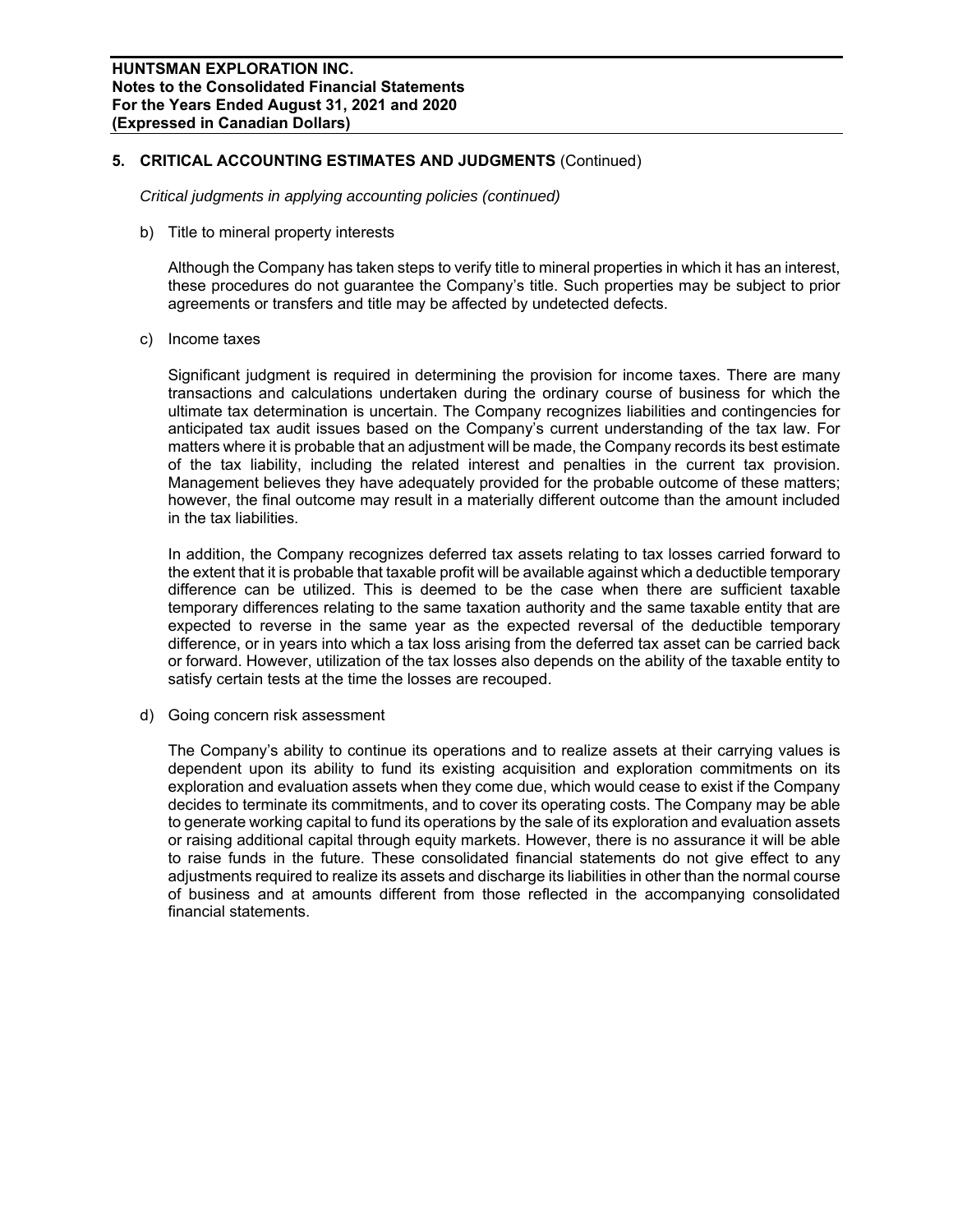## 5. CRITICAL ACCOUNTING ESTIMATES AND JUDGMENTS (Continued)

*Critical judgments in applying accounting policies (continued)*

b) Title to mineral property interests

Although the Company has taken steps to verify title to mineral properties in which it has an interest, these procedures do not guarantee the Company's title. Such properties may be subject to prior agreements or transfers and title may be affected by undetected defects.

c) Income taxes

Significant judgment is required in determining the provision for income taxes. There are many transactions and calculations undertaken during the ordinary course of business for which the ultimate tax determination is uncertain. The Company recognizes liabilities and contingencies for anticipated tax audit issues based on the Company's current understanding of the tax law. For matters where it is probable that an adjustment will be made, the Company records its best estimate of the tax liability, including the related interest and penalties in the current tax provision. Management believes they have adequately provided for the probable outcome of these matters; however, the final outcome may result in a materially different outcome than the amount included in the tax liabilities.

In addition, the Company recognizes deferred tax assets relating to tax losses carried forward to the extent that it is probable that taxable profit will be available against which a deductible temporary difference can be utilized. This is deemed to be the case when there are sufficient taxable temporary differences relating to the same taxation authority and the same taxable entity that are expected to reverse in the same year as the expected reversal of the deductible temporary difference, or in years into which a tax loss arising from the deferred tax asset can be carried back or forward. However, utilization of the tax losses also depends on the ability of the taxable entity to satisfy certain tests at the time the losses are recouped.

d) Going concern risk assessment

The Company's ability to continue its operations and to realize assets at their carrying values is dependent upon its ability to fund its existing acquisition and exploration commitments on its exploration and evaluation assets when they come due, which would cease to exist if the Company decides to terminate its commitments, and to cover its operating costs. The Company may be able to generate working capital to fund its operations by the sale of its exploration and evaluation assets or raising additional capital through equity markets. However, there is no assurance it will be able to raise funds in the future. These consolidated financial statements do not give effect to any adjustments required to realize its assets and discharge its liabilities in other than the normal course of business and at amounts different from those reflected in the accompanying consolidated financial statements.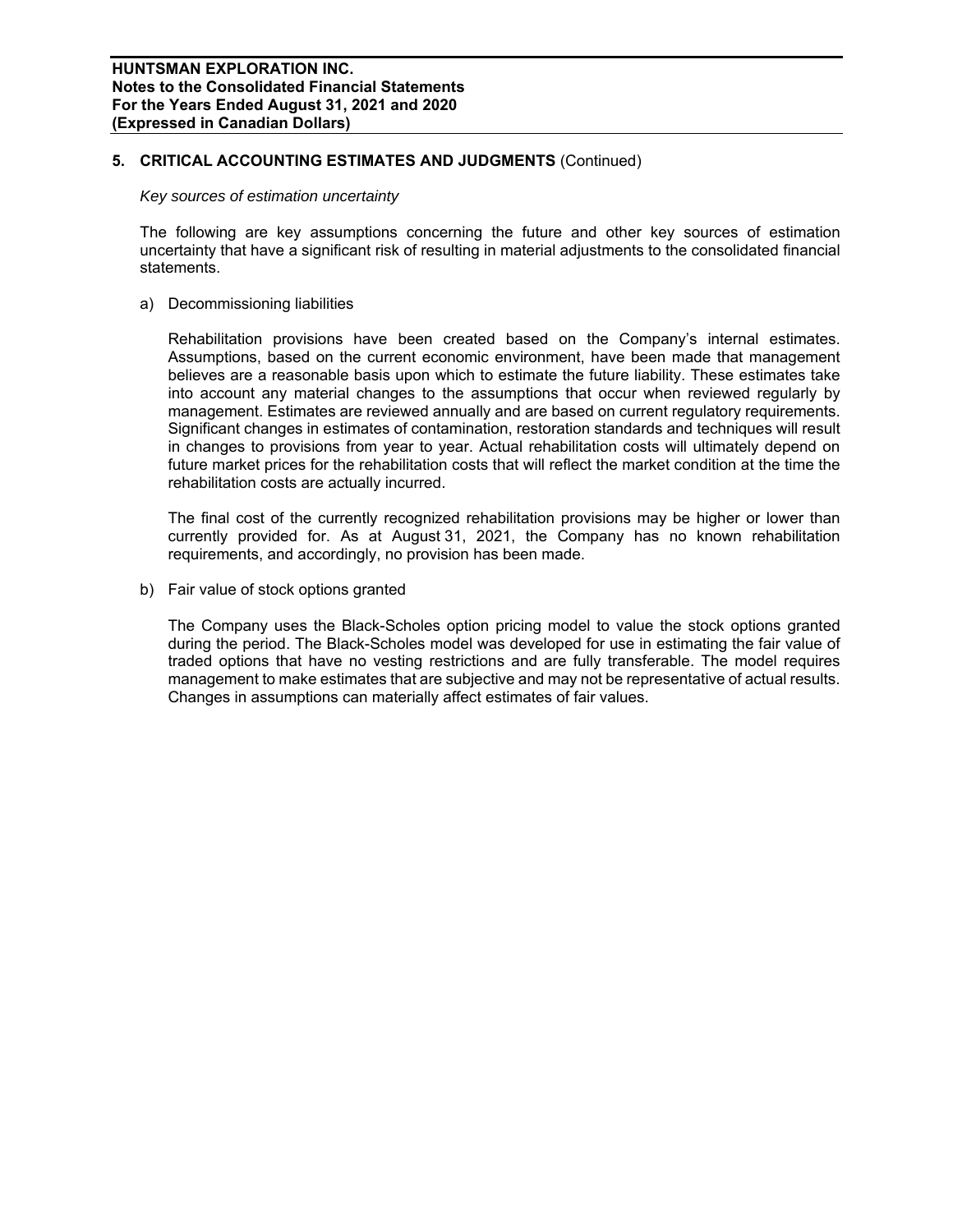## 5. CRITICAL ACCOUNTING ESTIMATES AND JUDGMENTS (Continued)

*Key sources of estimation uncertainty*

The following are key assumptions concerning the future and other key sources of estimation uncertainty that have a significant risk of resulting in material adjustments to the consolidated financial statements.

a) Decommissioning liabilities

Rehabilitation provisions have been created based on the Company's internal estimates. Assumptions, based on the current economic environment, have been made that management believes are a reasonable basis upon which to estimate the future liability. These estimates take into account any material changes to the assumptions that occur when reviewed regularly by management. Estimates are reviewed annually and are based on current regulatory requirements. Significant changes in estimates of contamination, restoration standards and techniques will result in changes to provisions from year to year. Actual rehabilitation costs will ultimately depend on future market prices for the rehabilitation costs that will reflect the market condition at the time the rehabilitation costs are actually incurred.

The final cost of the currently recognized rehabilitation provisions may be higher or lower than currently provided for. As at August 31, 2021, the Company has no known rehabilitation requirements, and accordingly, no provision has been made.

b) Fair value of stock options granted

The Company uses the Black-Scholes option pricing model to value the stock options granted during the period. The Black-Scholes model was developed for use in estimating the fair value of traded options that have no vesting restrictions and are fully transferable. The model requires management to make estimates that are subjective and may not be representative of actual results. Changes in assumptions can materially affect estimates of fair values.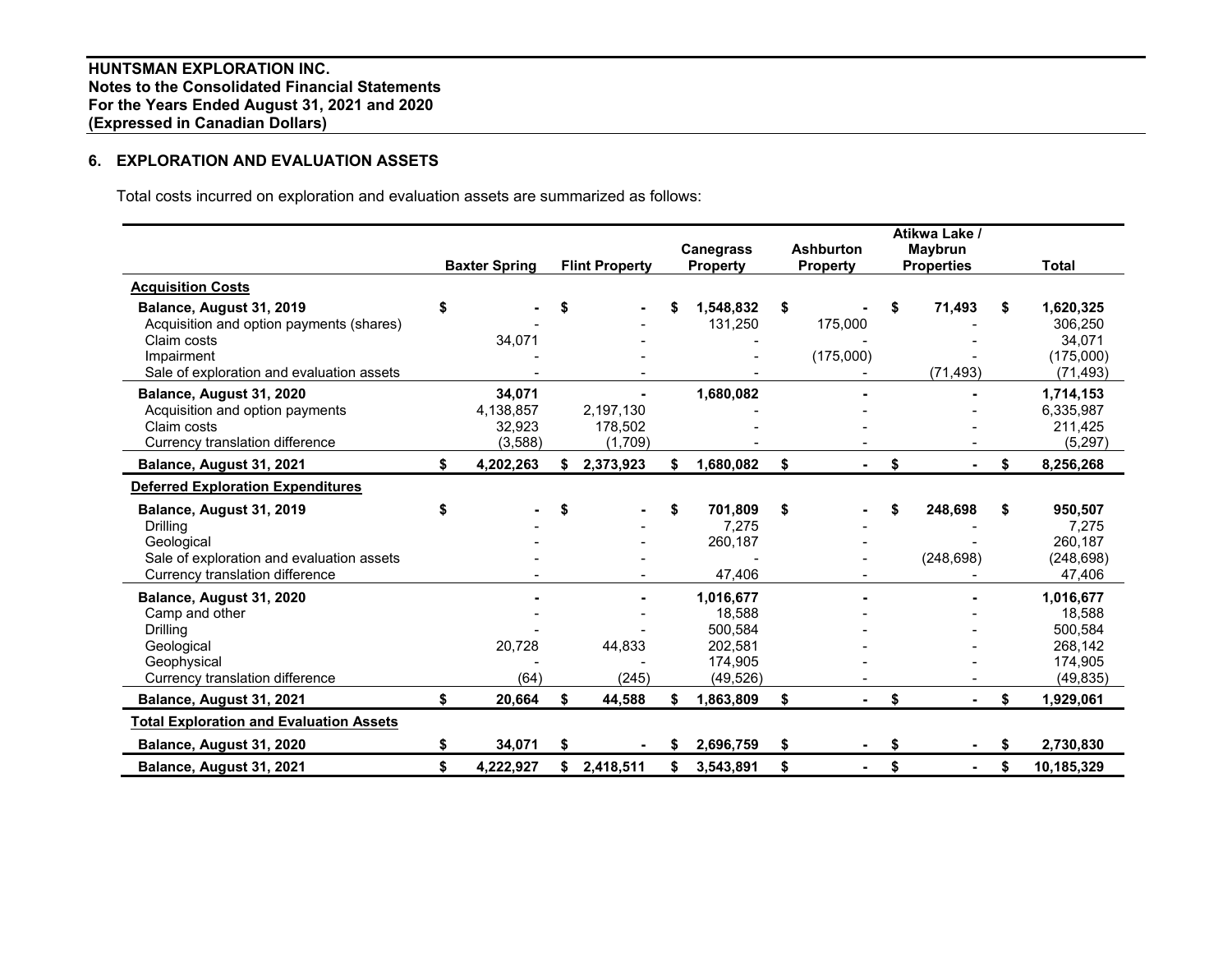## 6. EXPLORATION AND EVALUATION ASSETS

Total costs incurred on exploration and evaluation assets are summarized as follows:

| | Baxter Spring | Flint Property | Canegrass Property | Ashburton Property | Atikwa Lake / Maybrun Properties | Total |
|---|---|---|---|---|---|---|
| **Acquisition Costs** | | | | | | |
| **Balance, August 31, 2019** | **$ -** | **$ -** | **$ 1,548,832** | **$ -** | **$ 71,493** | **$ 1,620,325** |
| Acquisition and option payments (shares) | - | - | 131,250 | 175,000 | - | 306,250 |
| Claim costs | 34,071 | - | - | - | - | 34,071 |
| Impairment | - | - | - | (175,000) | - | (175,000) |
| Sale of exploration and evaluation assets | - | - | - | - | (71,493) | (71,493) |
| **Balance, August 31, 2020** | **34,071** | **-** | **1,680,082** | **-** | **-** | **1,714,153** |
| Acquisition and option payments | 4,138,857 | 2,197,130 | - | - | - | 6,335,987 |
| Claim costs | 32,923 | 178,502 | - | - | - | 211,425 |
| Currency translation difference | (3,588) | (1,709) | - | - | - | (5,297) |
| **Balance, August 31, 2021** | **$ 4,202,263** | **$ 2,373,923** | **$ 1,680,082** | **$ -** | **$ -** | **$ 8,256,268** |
| **Deferred Exploration Expenditures** | | | | | | |
| **Balance, August 31, 2019** | **$ -** | **$ -** | **$ 701,809** | **$ -** | **$ 248,698** | **$ 950,507** |
| Drilling | - | - | 7,275 | - | - | 7,275 |
| Geological | - | - | 260,187 | - | - | 260,187 |
| Sale of exploration and evaluation assets | - | - | - | - | (248,698) | (248,698) |
| Currency translation difference | - | - | 47,406 | - | - | 47,406 |
| **Balance, August 31, 2020** | **-** | **-** | **1,016,677** | **-** | **-** | **1,016,677** |
| Camp and other | - | - | 18,588 | - | - | 18,588 |
| Drilling | - | - | 500,584 | - | - | 500,584 |
| Geological | 20,728 | 44,833 | 202,581 | - | - | 268,142 |
| Geophysical | - | - | 174,905 | - | - | 174,905 |
| Currency translation difference | (64) | (245) | (49,526) | - | - | (49,835) |
| **Balance, August 31, 2021** | **$ 20,664** | **$ 44,588** | **$ 1,863,809** | **$ -** | **$ -** | **$ 1,929,061** |
| **Total Exploration and Evaluation Assets** | | | | | | |
| **Balance, August 31, 2020** | **$ 34,071** | **$ -** | **$ 2,696,759** | **$ -** | **$ -** | **$ 2,730,830** |
| **Balance, August 31, 2021** | **$ 4,222,927** | **$ 2,418,511** | **$ 3,543,891** | **$ -** | **$ -** | **$ 10,185,329** |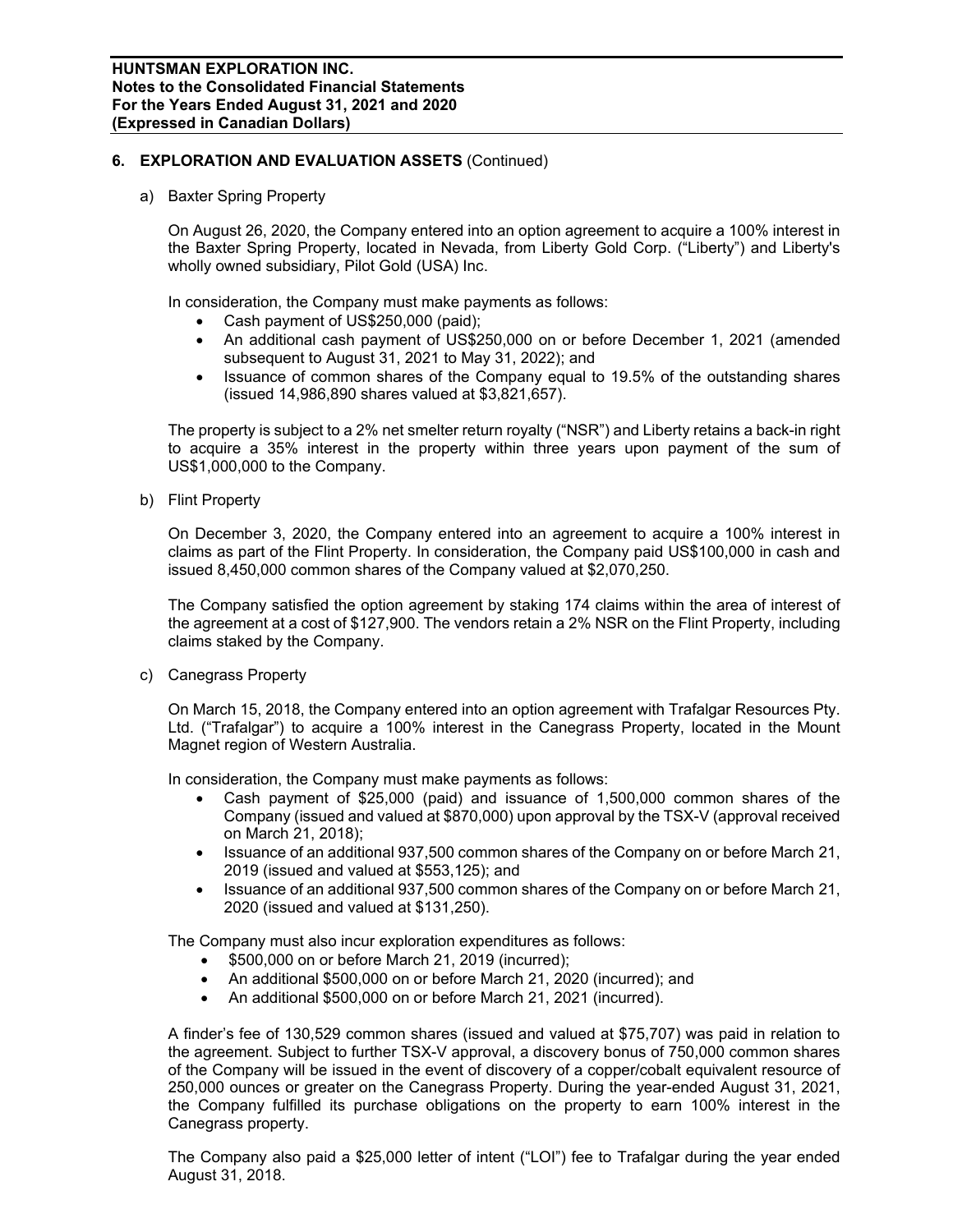## 6. EXPLORATION AND EVALUATION ASSETS (Continued)

a) Baxter Spring Property

On August 26, 2020, the Company entered into an option agreement to acquire a 100% interest in the Baxter Spring Property, located in Nevada, from Liberty Gold Corp. ("Liberty") and Liberty's wholly owned subsidiary, Pilot Gold (USA) Inc.

In consideration, the Company must make payments as follows:

- Cash payment of US$250,000 (paid);
- An additional cash payment of US$250,000 on or before December 1, 2021 (amended subsequent to August 31, 2021 to May 31, 2022); and
- Issuance of common shares of the Company equal to 19.5% of the outstanding shares (issued 14,986,890 shares valued at $3,821,657).

The property is subject to a 2% net smelter return royalty ("NSR") and Liberty retains a back-in right to acquire a 35% interest in the property within three years upon payment of the sum of US$1,000,000 to the Company.

b) Flint Property

On December 3, 2020, the Company entered into an agreement to acquire a 100% interest in claims as part of the Flint Property. In consideration, the Company paid US$100,000 in cash and issued 8,450,000 common shares of the Company valued at $2,070,250.

The Company satisfied the option agreement by staking 174 claims within the area of interest of the agreement at a cost of $127,900. The vendors retain a 2% NSR on the Flint Property, including claims staked by the Company.

c) Canegrass Property

On March 15, 2018, the Company entered into an option agreement with Trafalgar Resources Pty. Ltd. ("Trafalgar") to acquire a 100% interest in the Canegrass Property, located in the Mount Magnet region of Western Australia.

In consideration, the Company must make payments as follows:

- Cash payment of $25,000 (paid) and issuance of 1,500,000 common shares of the Company (issued and valued at $870,000) upon approval by the TSX-V (approval received on March 21, 2018);
- Issuance of an additional 937,500 common shares of the Company on or before March 21, 2019 (issued and valued at $553,125); and
- Issuance of an additional 937,500 common shares of the Company on or before March 21, 2020 (issued and valued at $131,250).

The Company must also incur exploration expenditures as follows:

- $500,000 on or before March 21, 2019 (incurred);
- An additional $500,000 on or before March 21, 2020 (incurred); and
- An additional $500,000 on or before March 21, 2021 (incurred).

A finder's fee of 130,529 common shares (issued and valued at $75,707) was paid in relation to the agreement. Subject to further TSX-V approval, a discovery bonus of 750,000 common shares of the Company will be issued in the event of discovery of a copper/cobalt equivalent resource of 250,000 ounces or greater on the Canegrass Property. During the year-ended August 31, 2021, the Company fulfilled its purchase obligations on the property to earn 100% interest in the Canegrass property.

The Company also paid a $25,000 letter of intent ("LOI") fee to Trafalgar during the year ended August 31, 2018.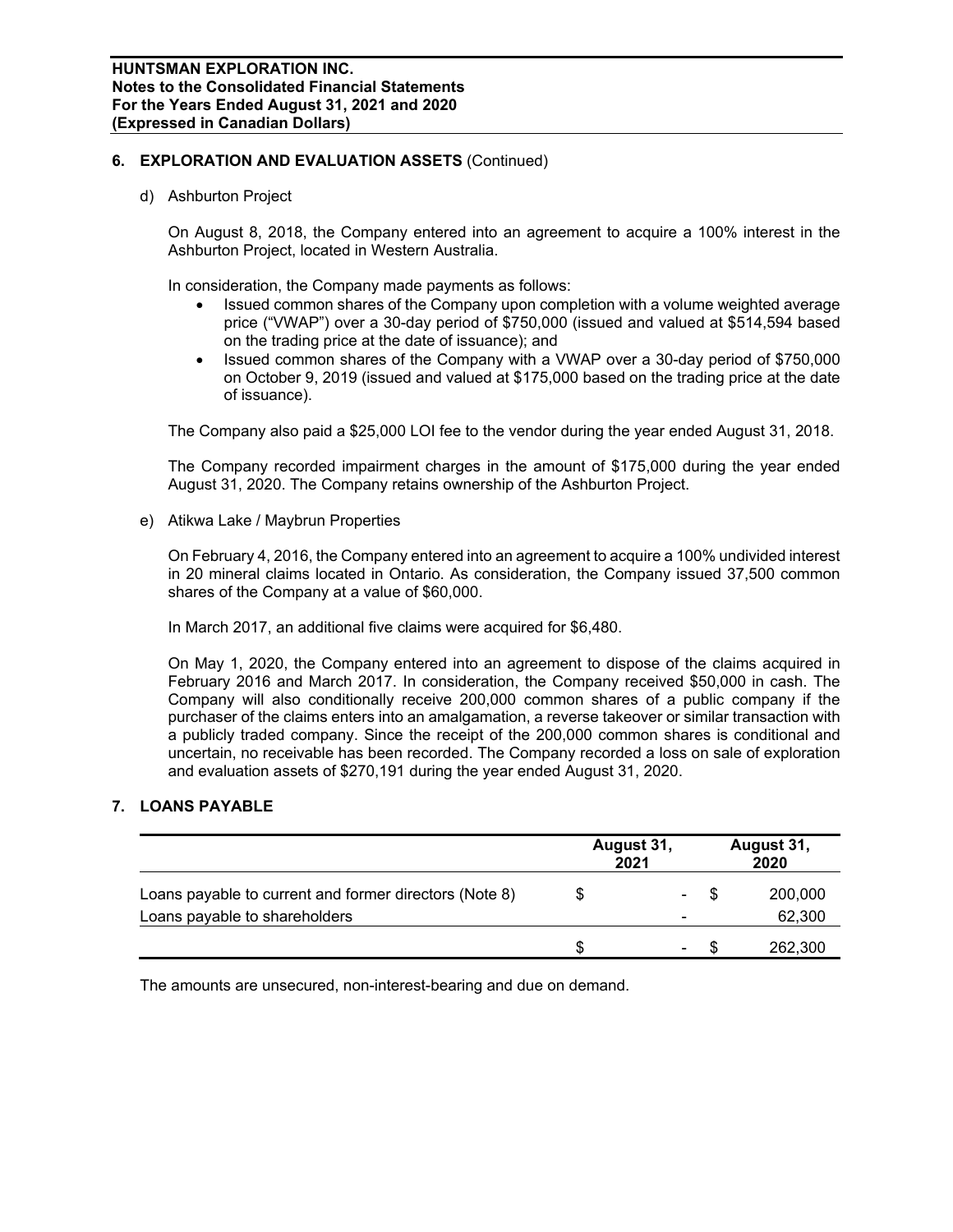## 6. EXPLORATION AND EVALUATION ASSETS (Continued)

d) Ashburton Project

On August 8, 2018, the Company entered into an agreement to acquire a 100% interest in the Ashburton Project, located in Western Australia.

In consideration, the Company made payments as follows:

- Issued common shares of the Company upon completion with a volume weighted average price ("VWAP") over a 30-day period of $750,000 (issued and valued at $514,594 based on the trading price at the date of issuance); and
- Issued common shares of the Company with a VWAP over a 30-day period of $750,000 on October 9, 2019 (issued and valued at $175,000 based on the trading price at the date of issuance).

The Company also paid a $25,000 LOI fee to the vendor during the year ended August 31, 2018.

The Company recorded impairment charges in the amount of $175,000 during the year ended August 31, 2020. The Company retains ownership of the Ashburton Project.

e) Atikwa Lake / Maybrun Properties

On February 4, 2016, the Company entered into an agreement to acquire a 100% undivided interest in 20 mineral claims located in Ontario. As consideration, the Company issued 37,500 common shares of the Company at a value of $60,000.

In March 2017, an additional five claims were acquired for $6,480.

On May 1, 2020, the Company entered into an agreement to dispose of the claims acquired in February 2016 and March 2017. In consideration, the Company received $50,000 in cash. The Company will also conditionally receive 200,000 common shares of a public company if the purchaser of the claims enters into an amalgamation, a reverse takeover or similar transaction with a publicly traded company. Since the receipt of the 200,000 common shares is conditional and uncertain, no receivable has been recorded. The Company recorded a loss on sale of exploration and evaluation assets of $270,191 during the year ended August 31, 2020.

## 7. LOANS PAYABLE

| | August 31, 2021 | August 31, 2020 |
|---|---|---|
| Loans payable to current and former directors (Note 8) | $ - | $ 200,000 |
| Loans payable to shareholders | - | 62,300 |
| | $ - | $ 262,300 |

The amounts are unsecured, non-interest-bearing and due on demand.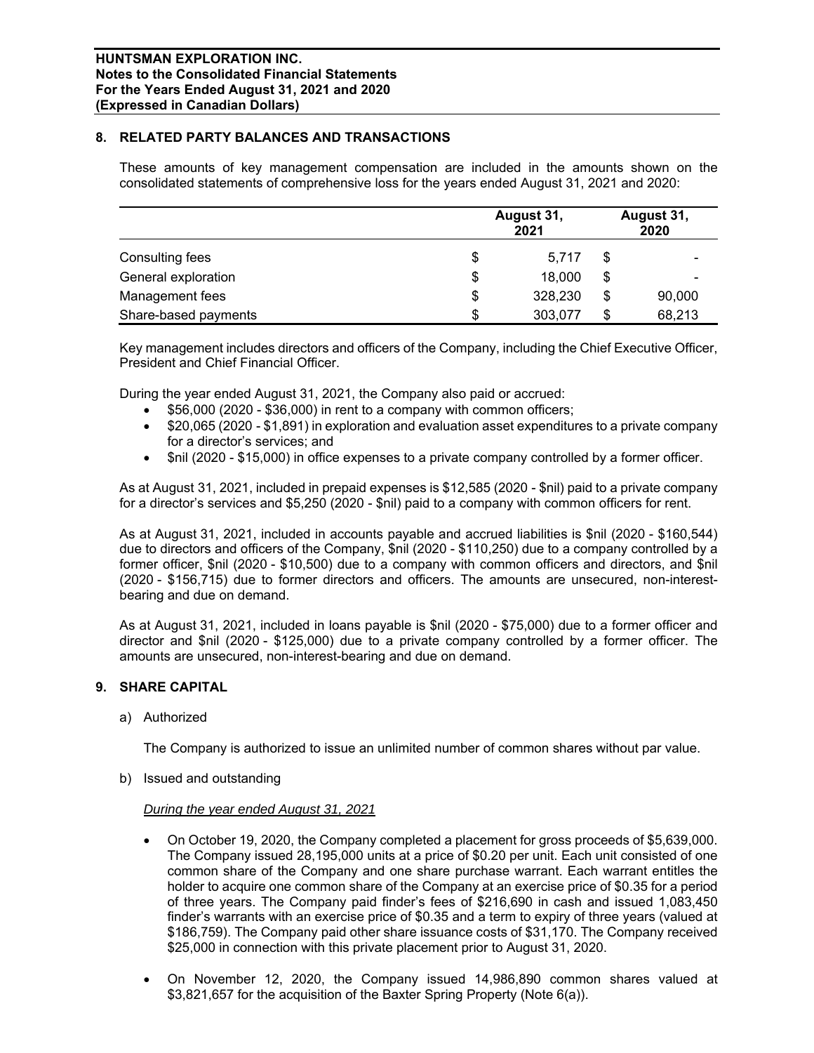## 8. RELATED PARTY BALANCES AND TRANSACTIONS

These amounts of key management compensation are included in the amounts shown on the consolidated statements of comprehensive loss for the years ended August 31, 2021 and 2020:

| | August 31, 2021 | August 31, 2020 |
|---|---|---|
| Consulting fees | $ 5,717 | $ - |
| General exploration | $ 18,000 | $ - |
| Management fees | $ 328,230 | $ 90,000 |
| Share-based payments | $ 303,077 | $ 68,213 |

Key management includes directors and officers of the Company, including the Chief Executive Officer, President and Chief Financial Officer.

During the year ended August 31, 2021, the Company also paid or accrued:

- $56,000 (2020 - $36,000) in rent to a company with common officers;
- $20,065 (2020 - $1,891) in exploration and evaluation asset expenditures to a private company for a director's services; and
- $nil (2020 - $15,000) in office expenses to a private company controlled by a former officer.

As at August 31, 2021, included in prepaid expenses is $12,585 (2020 - $nil) paid to a private company for a director's services and $5,250 (2020 - $nil) paid to a company with common officers for rent.

As at August 31, 2021, included in accounts payable and accrued liabilities is $nil (2020 - $160,544) due to directors and officers of the Company, $nil (2020 - $110,250) due to a company controlled by a former officer, $nil (2020 - $10,500) due to a company with common officers and directors, and $nil (2020 - $156,715) due to former directors and officers. The amounts are unsecured, non-interest-bearing and due on demand.

As at August 31, 2021, included in loans payable is $nil (2020 - $75,000) due to a former officer and director and $nil (2020 - $125,000) due to a private company controlled by a former officer. The amounts are unsecured, non-interest-bearing and due on demand.

## 9. SHARE CAPITAL

a) Authorized

The Company is authorized to issue an unlimited number of common shares without par value.

b) Issued and outstanding

*During the year ended August 31, 2021*

- On October 19, 2020, the Company completed a placement for gross proceeds of $5,639,000. The Company issued 28,195,000 units at a price of $0.20 per unit. Each unit consisted of one common share of the Company and one share purchase warrant. Each warrant entitles the holder to acquire one common share of the Company at an exercise price of $0.35 for a period of three years. The Company paid finder's fees of $216,690 in cash and issued 1,083,450 finder's warrants with an exercise price of $0.35 and a term to expiry of three years (valued at $186,759). The Company paid other share issuance costs of $31,170. The Company received $25,000 in connection with this private placement prior to August 31, 2020.
- On November 12, 2020, the Company issued 14,986,890 common shares valued at $3,821,657 for the acquisition of the Baxter Spring Property (Note 6(a)).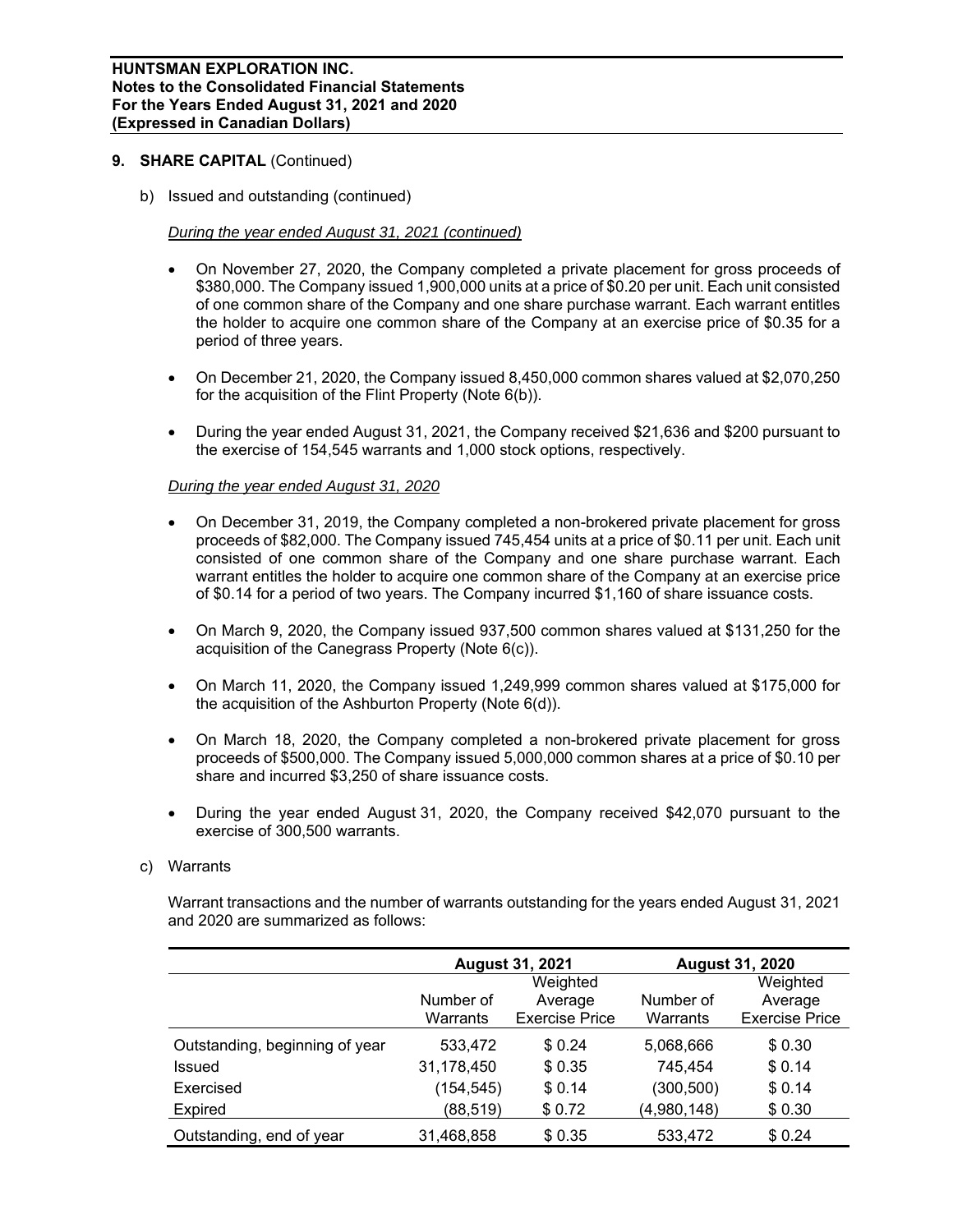## 9. SHARE CAPITAL (Continued)

b) Issued and outstanding (continued)

*During the year ended August 31, 2021 (continued)*

- On November 27, 2020, the Company completed a private placement for gross proceeds of \$380,000. The Company issued 1,900,000 units at a price of \$0.20 per unit. Each unit consisted of one common share of the Company and one share purchase warrant. Each warrant entitles the holder to acquire one common share of the Company at an exercise price of \$0.35 for a period of three years.
- On December 21, 2020, the Company issued 8,450,000 common shares valued at \$2,070,250 for the acquisition of the Flint Property (Note 6(b)).
- During the year ended August 31, 2021, the Company received \$21,636 and \$200 pursuant to the exercise of 154,545 warrants and 1,000 stock options, respectively.

*During the year ended August 31, 2020*

- On December 31, 2019, the Company completed a non-brokered private placement for gross proceeds of \$82,000. The Company issued 745,454 units at a price of \$0.11 per unit. Each unit consisted of one common share of the Company and one share purchase warrant. Each warrant entitles the holder to acquire one common share of the Company at an exercise price of \$0.14 for a period of two years. The Company incurred \$1,160 of share issuance costs.
- On March 9, 2020, the Company issued 937,500 common shares valued at \$131,250 for the acquisition of the Canegrass Property (Note 6(c)).
- On March 11, 2020, the Company issued 1,249,999 common shares valued at \$175,000 for the acquisition of the Ashburton Property (Note 6(d)).
- On March 18, 2020, the Company completed a non-brokered private placement for gross proceeds of \$500,000. The Company issued 5,000,000 common shares at a price of \$0.10 per share and incurred \$3,250 of share issuance costs.
- During the year ended August 31, 2020, the Company received \$42,070 pursuant to the exercise of 300,500 warrants.

c) Warrants

Warrant transactions and the number of warrants outstanding for the years ended August 31, 2021 and 2020 are summarized as follows:

| | August 31, 2021 | | August 31, 2020 | |
|---|---|---|---|---|
| | Number of Warrants | Weighted Average Exercise Price | Number of Warrants | Weighted Average Exercise Price |
| Outstanding, beginning of year | 533,472 | \$ 0.24 | 5,068,666 | \$ 0.30 |
| Issued | 31,178,450 | \$ 0.35 | 745,454 | \$ 0.14 |
| Exercised | (154,545) | \$ 0.14 | (300,500) | \$ 0.14 |
| Expired | (88,519) | \$ 0.72 | (4,980,148) | \$ 0.30 |
| Outstanding, end of year | 31,468,858 | \$ 0.35 | 533,472 | \$ 0.24 |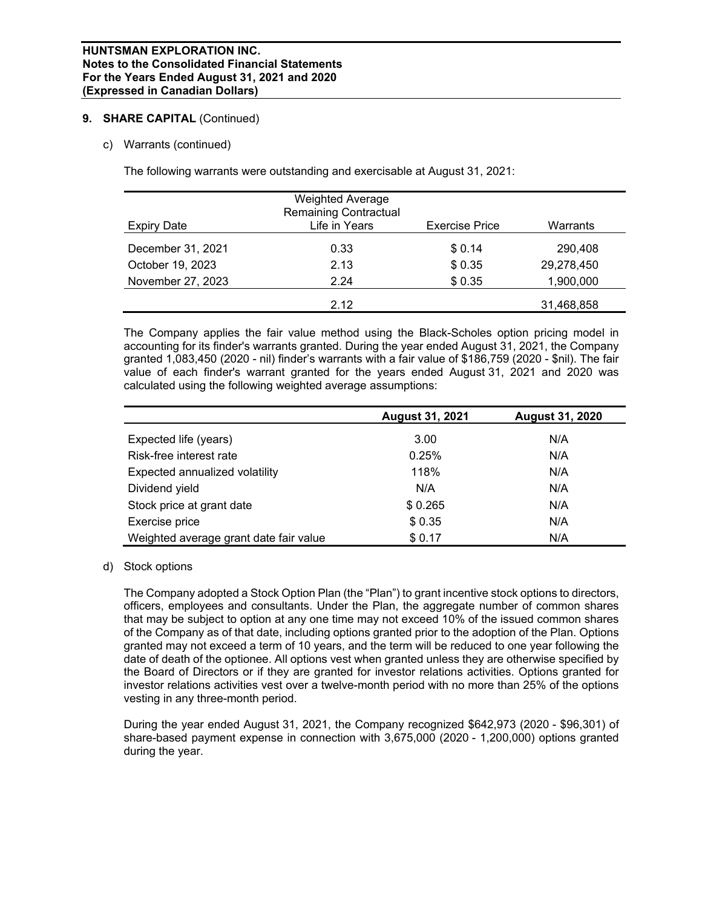## 9. SHARE CAPITAL (Continued)

c) Warrants (continued)

The following warrants were outstanding and exercisable at August 31, 2021:

| Expiry Date | Weighted Average Remaining Contractual Life in Years | Exercise Price | Warrants |
|---|---|---|---|
| December 31, 2021 | 0.33 | $ 0.14 | 290,408 |
| October 19, 2023 | 2.13 | $ 0.35 | 29,278,450 |
| November 27, 2023 | 2.24 | $ 0.35 | 1,900,000 |
| | 2.12 | | 31,468,858 |

The Company applies the fair value method using the Black-Scholes option pricing model in accounting for its finder's warrants granted. During the year ended August 31, 2021, the Company granted 1,083,450 (2020 - nil) finder's warrants with a fair value of $186,759 (2020 - $nil). The fair value of each finder's warrant granted for the years ended August 31, 2021 and 2020 was calculated using the following weighted average assumptions:

| | **August 31, 2021** | **August 31, 2020** |
|---|---|---|
| Expected life (years) | 3.00 | N/A |
| Risk-free interest rate | 0.25% | N/A |
| Expected annualized volatility | 118% | N/A |
| Dividend yield | N/A | N/A |
| Stock price at grant date | $ 0.265 | N/A |
| Exercise price | $ 0.35 | N/A |
| Weighted average grant date fair value | $ 0.17 | N/A |

d) Stock options

The Company adopted a Stock Option Plan (the "Plan") to grant incentive stock options to directors, officers, employees and consultants. Under the Plan, the aggregate number of common shares that may be subject to option at any one time may not exceed 10% of the issued common shares of the Company as of that date, including options granted prior to the adoption of the Plan. Options granted may not exceed a term of 10 years, and the term will be reduced to one year following the date of death of the optionee. All options vest when granted unless they are otherwise specified by the Board of Directors or if they are granted for investor relations activities. Options granted for investor relations activities vest over a twelve-month period with no more than 25% of the options vesting in any three-month period.

During the year ended August 31, 2021, the Company recognized $642,973 (2020 - $96,301) of share-based payment expense in connection with 3,675,000 (2020 - 1,200,000) options granted during the year.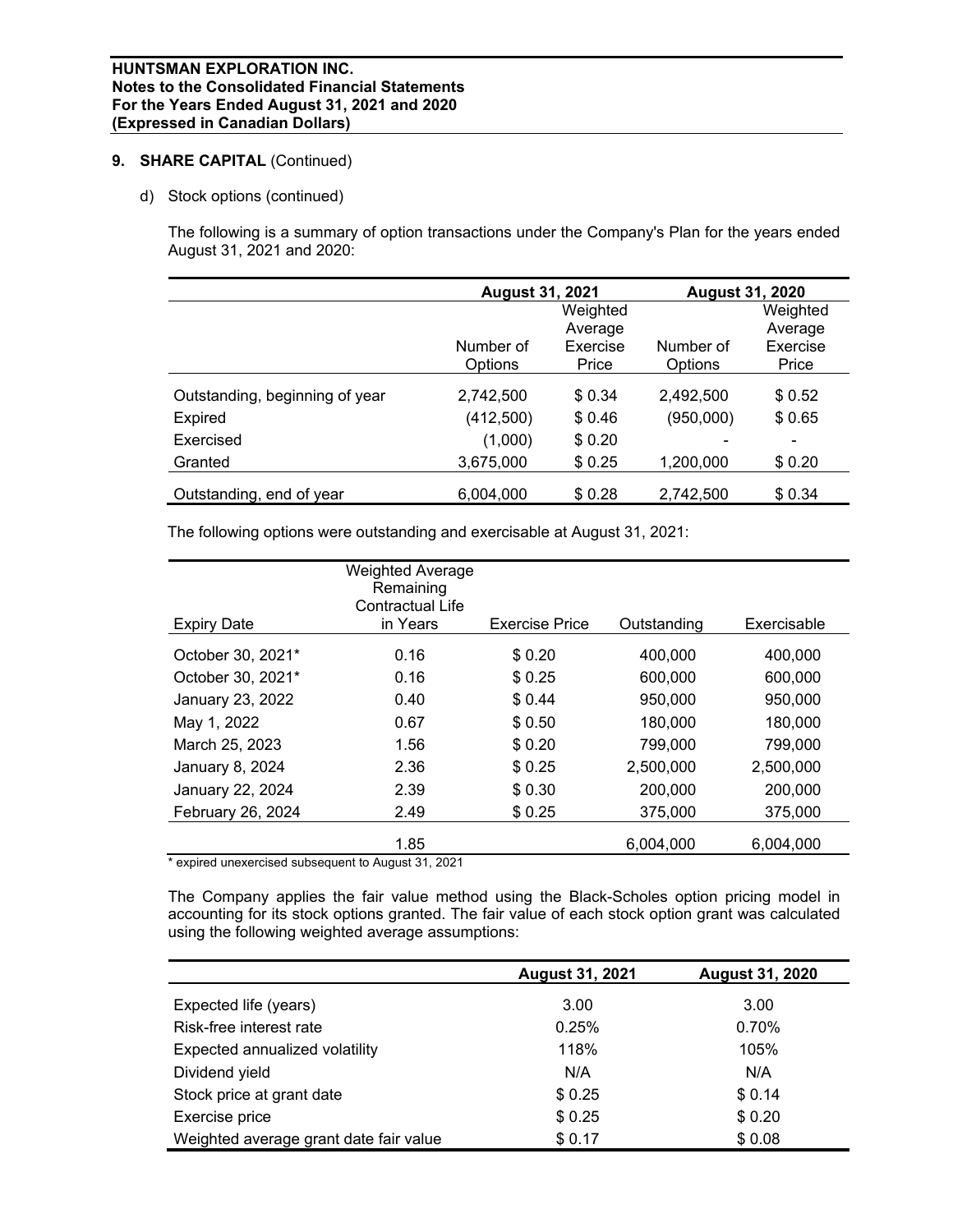**HUNTSMAN EXPLORATION INC.**
**Notes to the Consolidated Financial Statements**
**For the Years Ended August 31, 2021 and 2020**
**(Expressed in Canadian Dollars)**

## 9. SHARE CAPITAL (Continued)

d) Stock options (continued)

The following is a summary of option transactions under the Company's Plan for the years ended August 31, 2021 and 2020:

| | August 31, 2021 | | August 31, 2020 | |
|---|---|---|---|---|
| | Number of Options | Weighted Average Exercise Price | Number of Options | Weighted Average Exercise Price |
| Outstanding, beginning of year | 2,742,500 | $ 0.34 | 2,492,500 | $ 0.52 |
| Expired | (412,500) | $ 0.46 | (950,000) | $ 0.65 |
| Exercised | (1,000) | $ 0.20 | - | - |
| Granted | 3,675,000 | $ 0.25 | 1,200,000 | $ 0.20 |
| Outstanding, end of year | 6,004,000 | $ 0.28 | 2,742,500 | $ 0.34 |

The following options were outstanding and exercisable at August 31, 2021:

| Expiry Date | Weighted Average Remaining Contractual Life in Years | Exercise Price | Outstanding | Exercisable |
|---|---|---|---|---|
| October 30, 2021* | 0.16 | $ 0.20 | 400,000 | 400,000 |
| October 30, 2021* | 0.16 | $ 0.25 | 600,000 | 600,000 |
| January 23, 2022 | 0.40 | $ 0.44 | 950,000 | 950,000 |
| May 1, 2022 | 0.67 | $ 0.50 | 180,000 | 180,000 |
| March 25, 2023 | 1.56 | $ 0.20 | 799,000 | 799,000 |
| January 8, 2024 | 2.36 | $ 0.25 | 2,500,000 | 2,500,000 |
| January 22, 2024 | 2.39 | $ 0.30 | 200,000 | 200,000 |
| February 26, 2024 | 2.49 | $ 0.25 | 375,000 | 375,000 |
| | 1.85 | | 6,004,000 | 6,004,000 |

\* expired unexercised subsequent to August 31, 2021

The Company applies the fair value method using the Black-Scholes option pricing model in accounting for its stock options granted. The fair value of each stock option grant was calculated using the following weighted average assumptions:

| | August 31, 2021 | August 31, 2020 |
|---|---|---|
| Expected life (years) | 3.00 | 3.00 |
| Risk-free interest rate | 0.25% | 0.70% |
| Expected annualized volatility | 118% | 105% |
| Dividend yield | N/A | N/A |
| Stock price at grant date | $ 0.25 | $ 0.14 |
| Exercise price | $ 0.25 | $ 0.20 |
| Weighted average grant date fair value | $ 0.17 | $ 0.08 |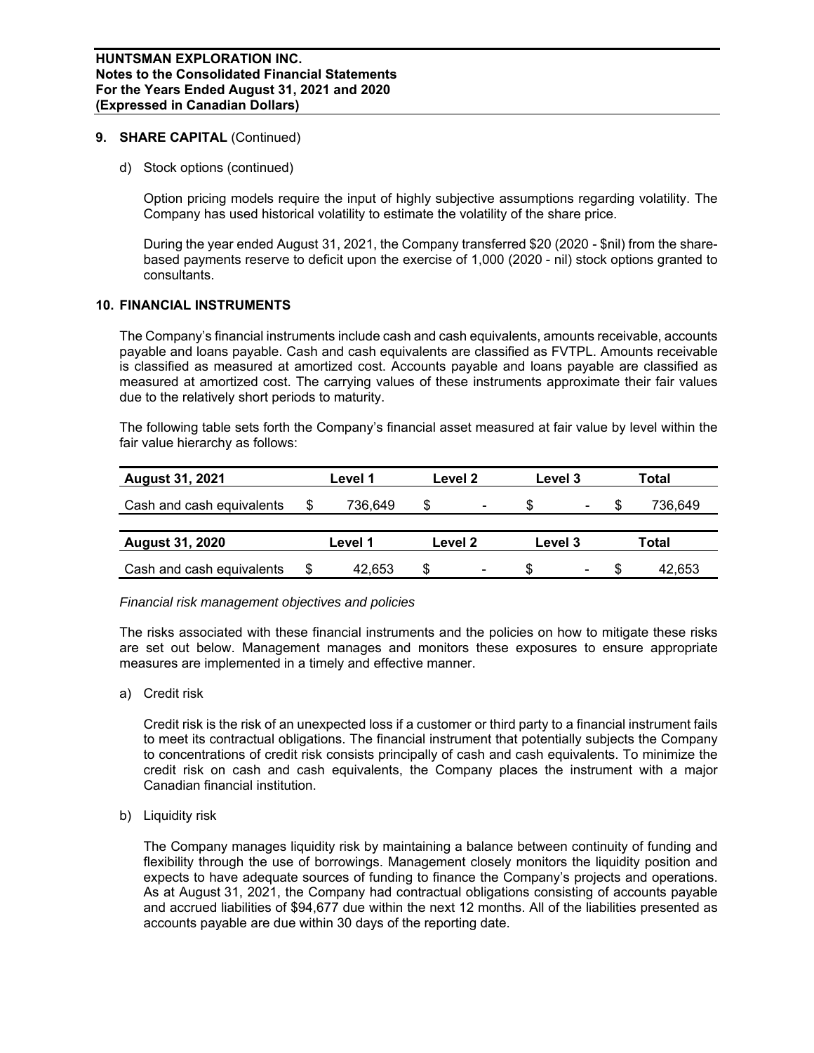## 9. SHARE CAPITAL (Continued)

d) Stock options (continued)

Option pricing models require the input of highly subjective assumptions regarding volatility. The Company has used historical volatility to estimate the volatility of the share price.

During the year ended August 31, 2021, the Company transferred $20 (2020 - $nil) from the share-based payments reserve to deficit upon the exercise of 1,000 (2020 - nil) stock options granted to consultants.

## 10. FINANCIAL INSTRUMENTS

The Company's financial instruments include cash and cash equivalents, amounts receivable, accounts payable and loans payable. Cash and cash equivalents are classified as FVTPL. Amounts receivable is classified as measured at amortized cost. Accounts payable and loans payable are classified as measured at amortized cost. The carrying values of these instruments approximate their fair values due to the relatively short periods to maturity.

The following table sets forth the Company's financial asset measured at fair value by level within the fair value hierarchy as follows:

| August 31, 2021 | Level 1 | Level 2 | Level 3 | Total |
|---|---|---|---|---|
| Cash and cash equivalents | $ 736,649 | $ - | $ - | $ 736,649 |

| August 31, 2020 | Level 1 | Level 2 | Level 3 | Total |
|---|---|---|---|---|
| Cash and cash equivalents | $ 42,653 | $ - | $ - | $ 42,653 |

*Financial risk management objectives and policies*

The risks associated with these financial instruments and the policies on how to mitigate these risks are set out below. Management manages and monitors these exposures to ensure appropriate measures are implemented in a timely and effective manner.

a) Credit risk

Credit risk is the risk of an unexpected loss if a customer or third party to a financial instrument fails to meet its contractual obligations. The financial instrument that potentially subjects the Company to concentrations of credit risk consists principally of cash and cash equivalents. To minimize the credit risk on cash and cash equivalents, the Company places the instrument with a major Canadian financial institution.

b) Liquidity risk

The Company manages liquidity risk by maintaining a balance between continuity of funding and flexibility through the use of borrowings. Management closely monitors the liquidity position and expects to have adequate sources of funding to finance the Company's projects and operations. As at August 31, 2021, the Company had contractual obligations consisting of accounts payable and accrued liabilities of $94,677 due within the next 12 months. All of the liabilities presented as accounts payable are due within 30 days of the reporting date.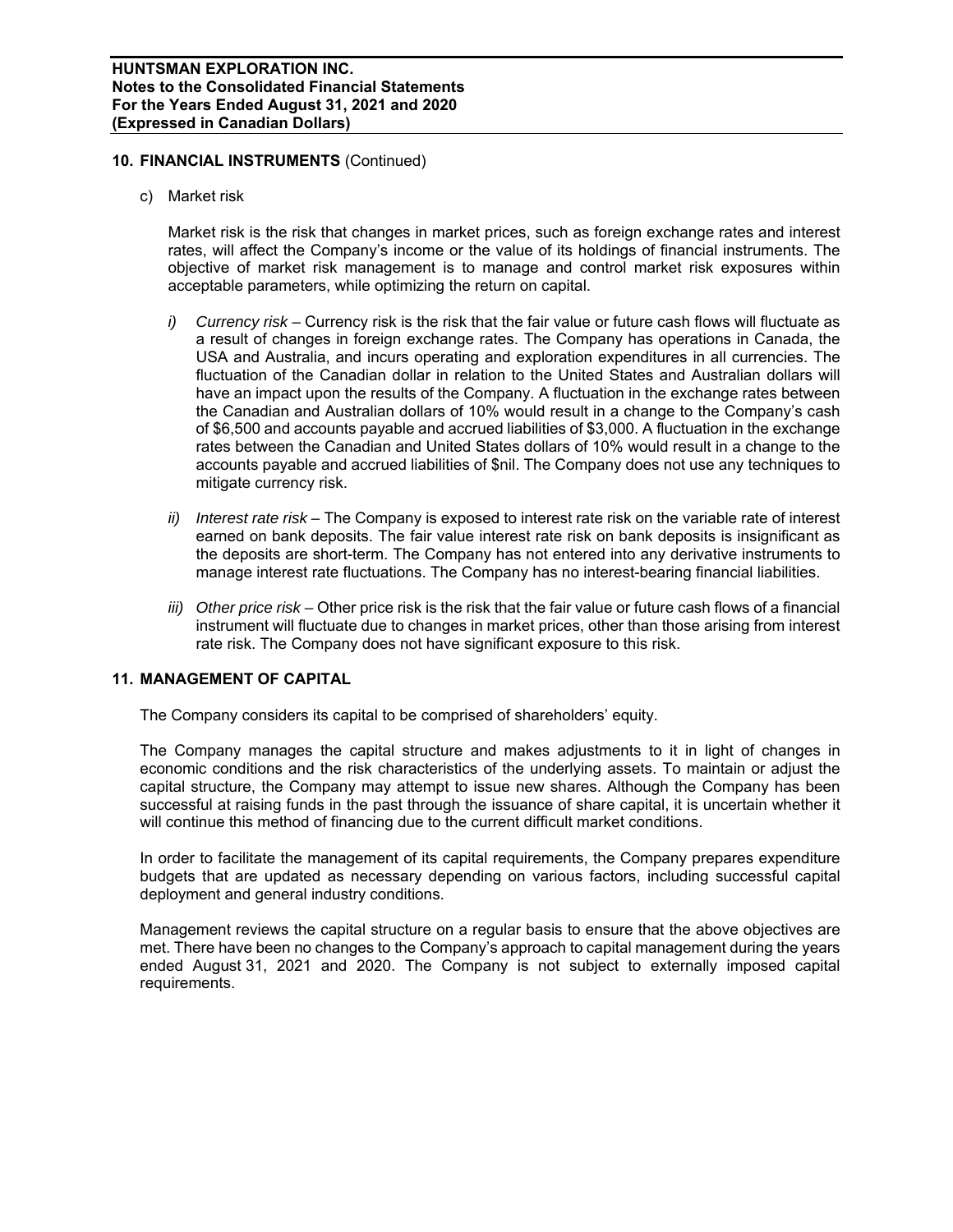## 10. FINANCIAL INSTRUMENTS (Continued)

c) Market risk

Market risk is the risk that changes in market prices, such as foreign exchange rates and interest rates, will affect the Company's income or the value of its holdings of financial instruments. The objective of market risk management is to manage and control market risk exposures within acceptable parameters, while optimizing the return on capital.

*i) Currency risk* – Currency risk is the risk that the fair value or future cash flows will fluctuate as a result of changes in foreign exchange rates. The Company has operations in Canada, the USA and Australia, and incurs operating and exploration expenditures in all currencies. The fluctuation of the Canadian dollar in relation to the United States and Australian dollars will have an impact upon the results of the Company. A fluctuation in the exchange rates between the Canadian and Australian dollars of 10% would result in a change to the Company's cash of $6,500 and accounts payable and accrued liabilities of $3,000. A fluctuation in the exchange rates between the Canadian and United States dollars of 10% would result in a change to the accounts payable and accrued liabilities of $nil. The Company does not use any techniques to mitigate currency risk.

*ii) Interest rate risk* – The Company is exposed to interest rate risk on the variable rate of interest earned on bank deposits. The fair value interest rate risk on bank deposits is insignificant as the deposits are short-term. The Company has not entered into any derivative instruments to manage interest rate fluctuations. The Company has no interest-bearing financial liabilities.

*iii) Other price risk* – Other price risk is the risk that the fair value or future cash flows of a financial instrument will fluctuate due to changes in market prices, other than those arising from interest rate risk. The Company does not have significant exposure to this risk.

## 11. MANAGEMENT OF CAPITAL

The Company considers its capital to be comprised of shareholders' equity.

The Company manages the capital structure and makes adjustments to it in light of changes in economic conditions and the risk characteristics of the underlying assets. To maintain or adjust the capital structure, the Company may attempt to issue new shares. Although the Company has been successful at raising funds in the past through the issuance of share capital, it is uncertain whether it will continue this method of financing due to the current difficult market conditions.

In order to facilitate the management of its capital requirements, the Company prepares expenditure budgets that are updated as necessary depending on various factors, including successful capital deployment and general industry conditions.

Management reviews the capital structure on a regular basis to ensure that the above objectives are met. There have been no changes to the Company's approach to capital management during the years ended August 31, 2021 and 2020. The Company is not subject to externally imposed capital requirements.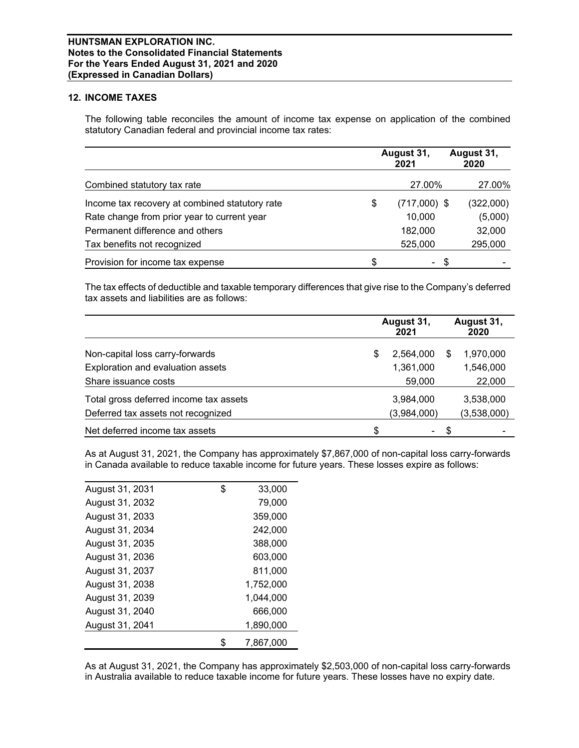**HUNTSMAN EXPLORATION INC.**
**Notes to the Consolidated Financial Statements**
**For the Years Ended August 31, 2021 and 2020**
**(Expressed in Canadian Dollars)**

## 12. INCOME TAXES

The following table reconciles the amount of income tax expense on application of the combined statutory Canadian federal and provincial income tax rates:

| | August 31, 2021 | August 31, 2020 |
|---|---|---|
| Combined statutory tax rate | 27.00% | 27.00% |
| Income tax recovery at combined statutory rate | $ (717,000) | $ (322,000) |
| Rate change from prior year to current year | 10,000 | (5,000) |
| Permanent difference and others | 182,000 | 32,000 |
| Tax benefits not recognized | 525,000 | 295,000 |
| Provision for income tax expense | $ - | $ - |

The tax effects of deductible and taxable temporary differences that give rise to the Company's deferred tax assets and liabilities are as follows:

| | August 31, 2021 | August 31, 2020 |
|---|---|---|
| Non-capital loss carry-forwards | $ 2,564,000 | $ 1,970,000 |
| Exploration and evaluation assets | 1,361,000 | 1,546,000 |
| Share issuance costs | 59,000 | 22,000 |
| Total gross deferred income tax assets | 3,984,000 | 3,538,000 |
| Deferred tax assets not recognized | (3,984,000) | (3,538,000) |
| Net deferred income tax assets | $ - | $ - |

As at August 31, 2021, the Company has approximately $7,867,000 of non-capital loss carry-forwards in Canada available to reduce taxable income for future years. These losses expire as follows:

| | |
|---|---|
| August 31, 2031 | $ 33,000 |
| August 31, 2032 | 79,000 |
| August 31, 2033 | 359,000 |
| August 31, 2034 | 242,000 |
| August 31, 2035 | 388,000 |
| August 31, 2036 | 603,000 |
| August 31, 2037 | 811,000 |
| August 31, 2038 | 1,752,000 |
| August 31, 2039 | 1,044,000 |
| August 31, 2040 | 666,000 |
| August 31, 2041 | 1,890,000 |
| | $ 7,867,000 |

As at August 31, 2021, the Company has approximately $2,503,000 of non-capital loss carry-forwards in Australia available to reduce taxable income for future years. These losses have no expiry date.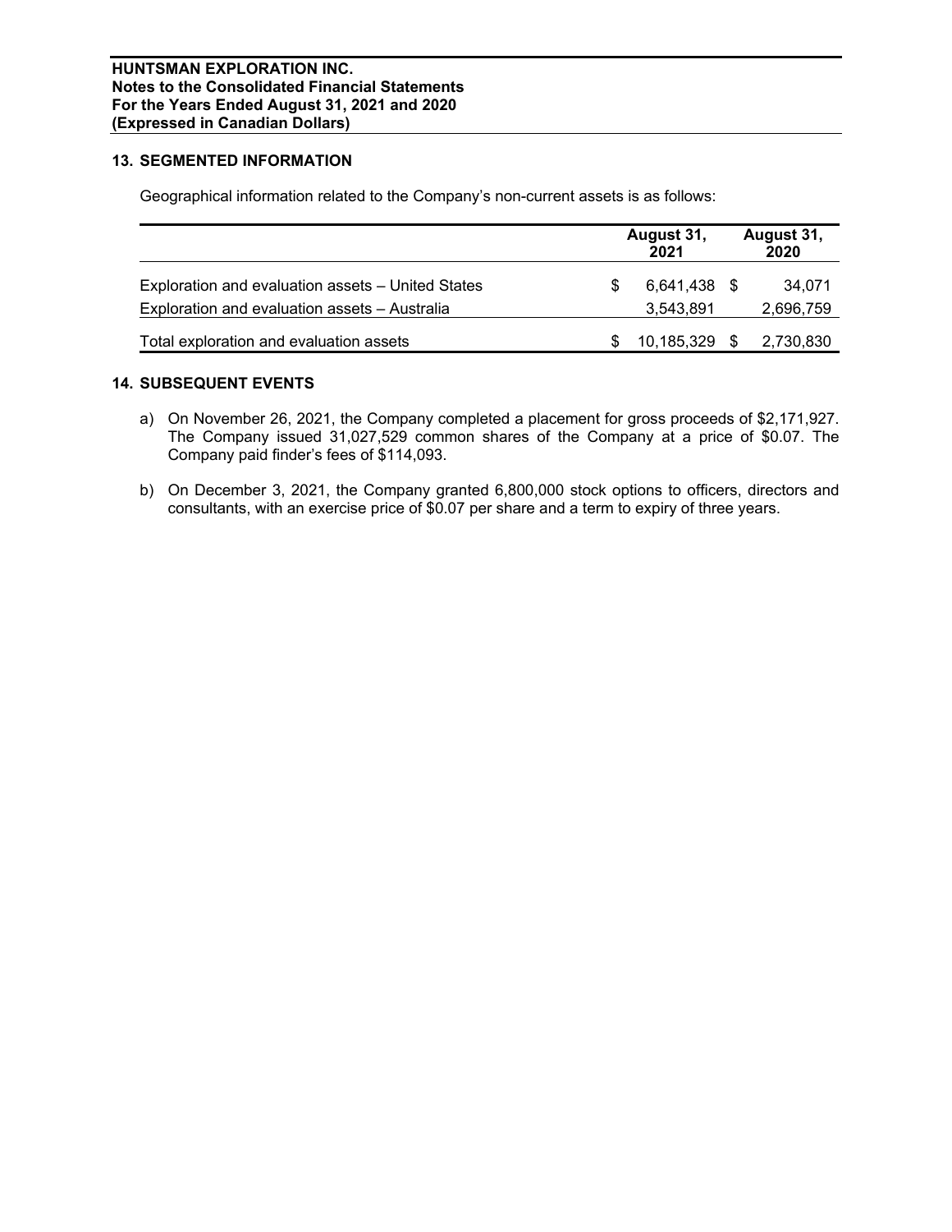## 13. SEGMENTED INFORMATION

Geographical information related to the Company's non-current assets is as follows:

| | August 31, 2021 | August 31, 2020 |
|---|---|---|
| Exploration and evaluation assets – United States | $ 6,641,438 | $ 34,071 |
| Exploration and evaluation assets – Australia | 3,543,891 | 2,696,759 |
| Total exploration and evaluation assets | $ 10,185,329 | $ 2,730,830 |

## 14. SUBSEQUENT EVENTS

a) On November 26, 2021, the Company completed a placement for gross proceeds of $2,171,927. The Company issued 31,027,529 common shares of the Company at a price of $0.07. The Company paid finder's fees of $114,093.

b) On December 3, 2021, the Company granted 6,800,000 stock options to officers, directors and consultants, with an exercise price of $0.07 per share and a term to expiry of three years.